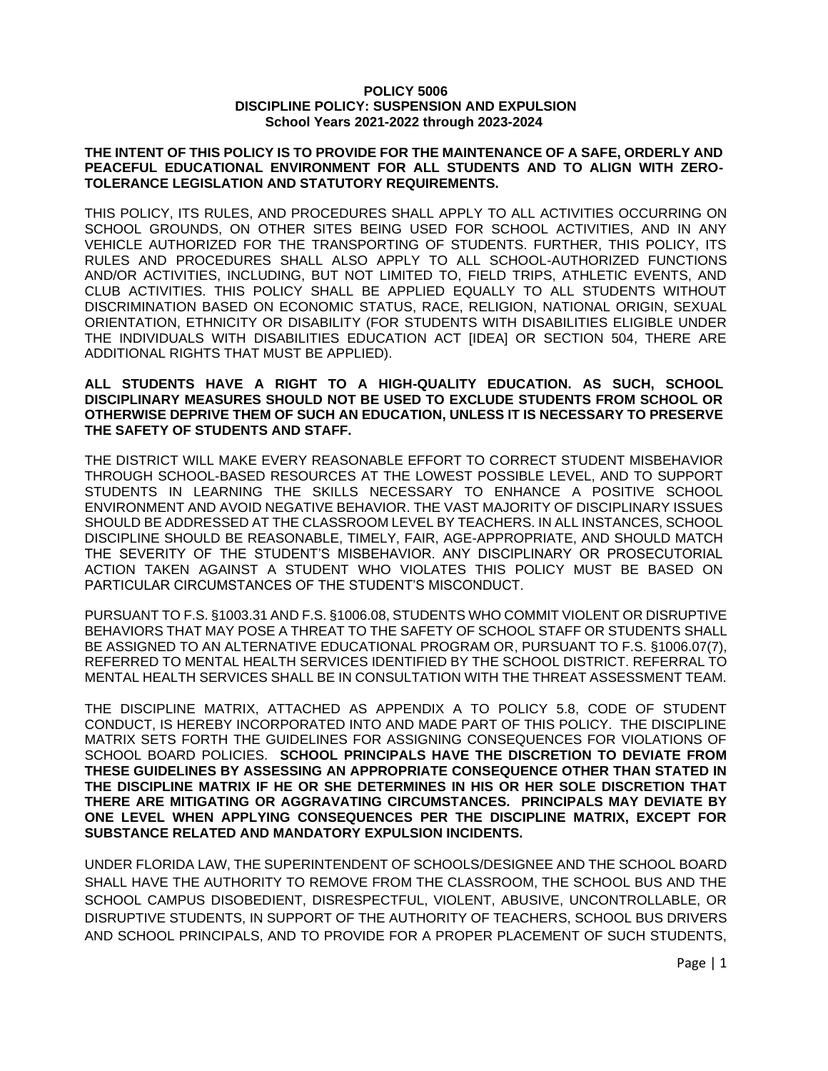# POLICY 5006
## DISCIPLINE POLICY: SUSPENSION AND EXPULSION
### School Years 2021-2022 through 2023-2024

**THE INTENT OF THIS POLICY IS TO PROVIDE FOR THE MAINTENANCE OF A SAFE, ORDERLY AND PEACEFUL EDUCATIONAL ENVIRONMENT FOR ALL STUDENTS AND TO ALIGN WITH ZERO-TOLERANCE LEGISLATION AND STATUTORY REQUIREMENTS.**

THIS POLICY, ITS RULES, AND PROCEDURES SHALL APPLY TO ALL ACTIVITIES OCCURRING ON SCHOOL GROUNDS, ON OTHER SITES BEING USED FOR SCHOOL ACTIVITIES, AND IN ANY VEHICLE AUTHORIZED FOR THE TRANSPORTING OF STUDENTS. FURTHER, THIS POLICY, ITS RULES AND PROCEDURES SHALL ALSO APPLY TO ALL SCHOOL-AUTHORIZED FUNCTIONS AND/OR ACTIVITIES, INCLUDING, BUT NOT LIMITED TO, FIELD TRIPS, ATHLETIC EVENTS, AND CLUB ACTIVITIES. THIS POLICY SHALL BE APPLIED EQUALLY TO ALL STUDENTS WITHOUT DISCRIMINATION BASED ON ECONOMIC STATUS, RACE, RELIGION, NATIONAL ORIGIN, SEXUAL ORIENTATION, ETHNICITY OR DISABILITY (FOR STUDENTS WITH DISABILITIES ELIGIBLE UNDER THE INDIVIDUALS WITH DISABILITIES EDUCATION ACT [IDEA] OR SECTION 504, THERE ARE ADDITIONAL RIGHTS THAT MUST BE APPLIED).

**ALL STUDENTS HAVE A RIGHT TO A HIGH-QUALITY EDUCATION. AS SUCH, SCHOOL DISCIPLINARY MEASURES SHOULD NOT BE USED TO EXCLUDE STUDENTS FROM SCHOOL OR OTHERWISE DEPRIVE THEM OF SUCH AN EDUCATION, UNLESS IT IS NECESSARY TO PRESERVE THE SAFETY OF STUDENTS AND STAFF.**

THE DISTRICT WILL MAKE EVERY REASONABLE EFFORT TO CORRECT STUDENT MISBEHAVIOR THROUGH SCHOOL-BASED RESOURCES AT THE LOWEST POSSIBLE LEVEL, AND TO SUPPORT STUDENTS IN LEARNING THE SKILLS NECESSARY TO ENHANCE A POSITIVE SCHOOL ENVIRONMENT AND AVOID NEGATIVE BEHAVIOR. THE VAST MAJORITY OF DISCIPLINARY ISSUES SHOULD BE ADDRESSED AT THE CLASSROOM LEVEL BY TEACHERS. IN ALL INSTANCES, SCHOOL DISCIPLINE SHOULD BE REASONABLE, TIMELY, FAIR, AGE-APPROPRIATE, AND SHOULD MATCH THE SEVERITY OF THE STUDENT'S MISBEHAVIOR. ANY DISCIPLINARY OR PROSECUTORIAL ACTION TAKEN AGAINST A STUDENT WHO VIOLATES THIS POLICY MUST BE BASED ON PARTICULAR CIRCUMSTANCES OF THE STUDENT'S MISCONDUCT.

PURSUANT TO F.S. §1003.31 AND F.S. §1006.08, STUDENTS WHO COMMIT VIOLENT OR DISRUPTIVE BEHAVIORS THAT MAY POSE A THREAT TO THE SAFETY OF SCHOOL STAFF OR STUDENTS SHALL BE ASSIGNED TO AN ALTERNATIVE EDUCATIONAL PROGRAM OR, PURSUANT TO F.S. §1006.07(7), REFERRED TO MENTAL HEALTH SERVICES IDENTIFIED BY THE SCHOOL DISTRICT. REFERRAL TO MENTAL HEALTH SERVICES SHALL BE IN CONSULTATION WITH THE THREAT ASSESSMENT TEAM.

THE DISCIPLINE MATRIX, ATTACHED AS APPENDIX A TO POLICY 5.8, CODE OF STUDENT CONDUCT, IS HEREBY INCORPORATED INTO AND MADE PART OF THIS POLICY. THE DISCIPLINE MATRIX SETS FORTH THE GUIDELINES FOR ASSIGNING CONSEQUENCES FOR VIOLATIONS OF SCHOOL BOARD POLICIES. **SCHOOL PRINCIPALS HAVE THE DISCRETION TO DEVIATE FROM THESE GUIDELINES BY ASSESSING AN APPROPRIATE CONSEQUENCE OTHER THAN STATED IN THE DISCIPLINE MATRIX IF HE OR SHE DETERMINES IN HIS OR HER SOLE DISCRETION THAT THERE ARE MITIGATING OR AGGRAVATING CIRCUMSTANCES. PRINCIPALS MAY DEVIATE BY ONE LEVEL WHEN APPLYING CONSEQUENCES PER THE DISCIPLINE MATRIX, EXCEPT FOR SUBSTANCE RELATED AND MANDATORY EXPULSION INCIDENTS.**

UNDER FLORIDA LAW, THE SUPERINTENDENT OF SCHOOLS/DESIGNEE AND THE SCHOOL BOARD SHALL HAVE THE AUTHORITY TO REMOVE FROM THE CLASSROOM, THE SCHOOL BUS AND THE SCHOOL CAMPUS DISOBEDIENT, DISRESPECTFUL, VIOLENT, ABUSIVE, UNCONTROLLABLE, OR DISRUPTIVE STUDENTS, IN SUPPORT OF THE AUTHORITY OF TEACHERS, SCHOOL BUS DRIVERS AND SCHOOL PRINCIPALS, AND TO PROVIDE FOR A PROPER PLACEMENT OF SUCH STUDENTS,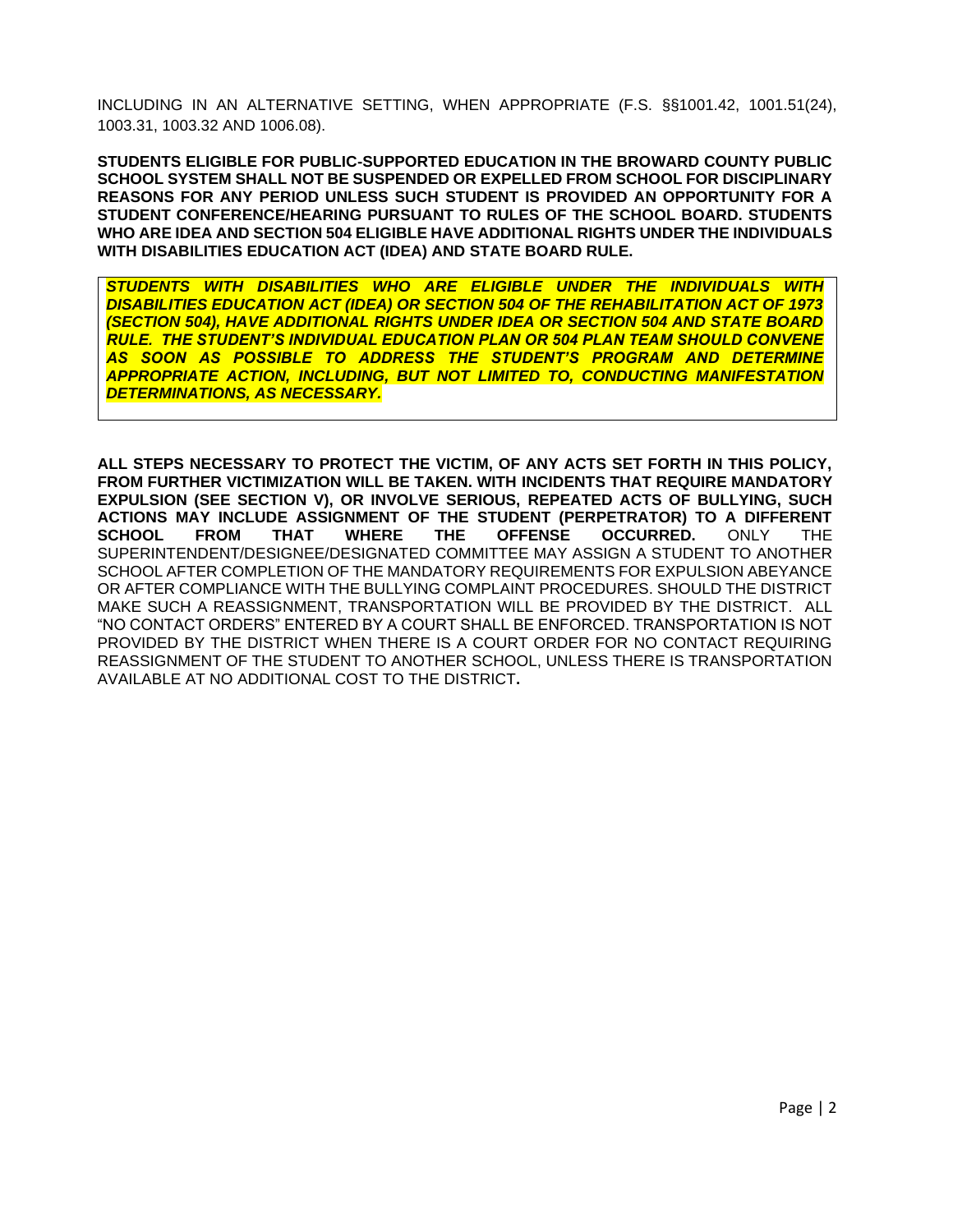INCLUDING IN AN ALTERNATIVE SETTING, WHEN APPROPRIATE (F.S. §§1001.42, 1001.51(24), 1003.31, 1003.32 AND 1006.08).

**STUDENTS ELIGIBLE FOR PUBLIC-SUPPORTED EDUCATION IN THE BROWARD COUNTY PUBLIC SCHOOL SYSTEM SHALL NOT BE SUSPENDED OR EXPELLED FROM SCHOOL FOR DISCIPLINARY REASONS FOR ANY PERIOD UNLESS SUCH STUDENT IS PROVIDED AN OPPORTUNITY FOR A STUDENT CONFERENCE/HEARING PURSUANT TO RULES OF THE SCHOOL BOARD. STUDENTS WHO ARE IDEA AND SECTION 504 ELIGIBLE HAVE ADDITIONAL RIGHTS UNDER THE INDIVIDUALS WITH DISABILITIES EDUCATION ACT (IDEA) AND STATE BOARD RULE.**

***STUDENTS WITH DISABILITIES WHO ARE ELIGIBLE UNDER THE INDIVIDUALS WITH DISABILITIES EDUCATION ACT (IDEA) OR SECTION 504 OF THE REHABILITATION ACT OF 1973 (SECTION 504), HAVE ADDITIONAL RIGHTS UNDER IDEA OR SECTION 504 AND STATE BOARD RULE. THE STUDENT'S INDIVIDUAL EDUCATION PLAN OR 504 PLAN TEAM SHOULD CONVENE AS SOON AS POSSIBLE TO ADDRESS THE STUDENT'S PROGRAM AND DETERMINE APPROPRIATE ACTION, INCLUDING, BUT NOT LIMITED TO, CONDUCTING MANIFESTATION DETERMINATIONS, AS NECESSARY.***

**ALL STEPS NECESSARY TO PROTECT THE VICTIM, OF ANY ACTS SET FORTH IN THIS POLICY, FROM FURTHER VICTIMIZATION WILL BE TAKEN. WITH INCIDENTS THAT REQUIRE MANDATORY EXPULSION (SEE SECTION V), OR INVOLVE SERIOUS, REPEATED ACTS OF BULLYING, SUCH ACTIONS MAY INCLUDE ASSIGNMENT OF THE STUDENT (PERPETRATOR) TO A DIFFERENT SCHOOL FROM THAT WHERE THE OFFENSE OCCURRED.** ONLY THE SUPERINTENDENT/DESIGNEE/DESIGNATED COMMITTEE MAY ASSIGN A STUDENT TO ANOTHER SCHOOL AFTER COMPLETION OF THE MANDATORY REQUIREMENTS FOR EXPULSION ABEYANCE OR AFTER COMPLIANCE WITH THE BULLYING COMPLAINT PROCEDURES. SHOULD THE DISTRICT MAKE SUCH A REASSIGNMENT, TRANSPORTATION WILL BE PROVIDED BY THE DISTRICT. ALL "NO CONTACT ORDERS" ENTERED BY A COURT SHALL BE ENFORCED. TRANSPORTATION IS NOT PROVIDED BY THE DISTRICT WHEN THERE IS A COURT ORDER FOR NO CONTACT REQUIRING REASSIGNMENT OF THE STUDENT TO ANOTHER SCHOOL, UNLESS THERE IS TRANSPORTATION AVAILABLE AT NO ADDITIONAL COST TO THE DISTRICT.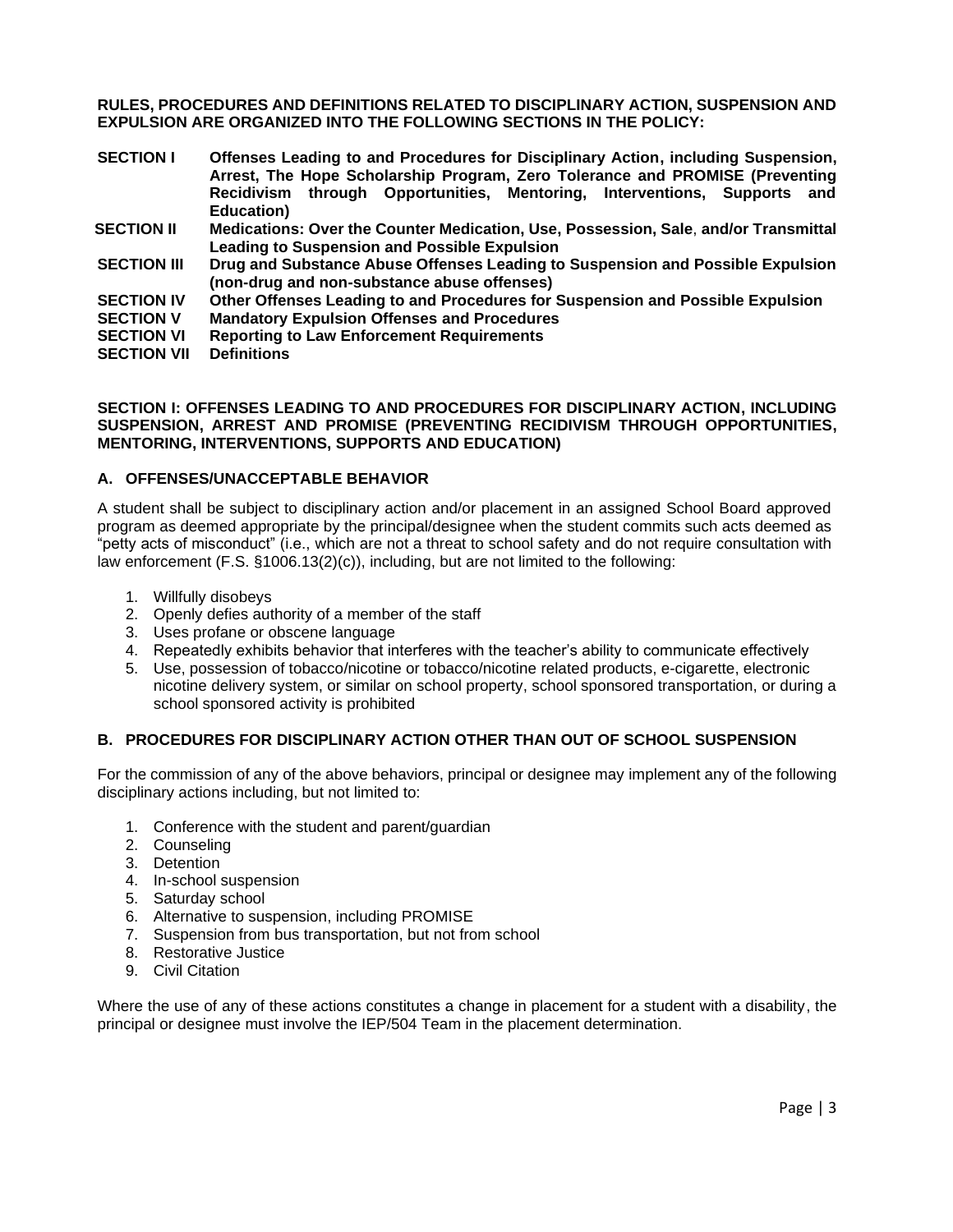**RULES, PROCEDURES AND DEFINITIONS RELATED TO DISCIPLINARY ACTION, SUSPENSION AND EXPULSION ARE ORGANIZED INTO THE FOLLOWING SECTIONS IN THE POLICY:**

| | |
|---|---|
| **SECTION I** | **Offenses Leading to and Procedures for Disciplinary Action, including Suspension, Arrest, The Hope Scholarship Program, Zero Tolerance and PROMISE (Preventing Recidivism through Opportunities, Mentoring, Interventions, Supports and Education)** |
| **SECTION II** | **Medications: Over the Counter Medication, Use, Possession, Sale, and/or Transmittal Leading to Suspension and Possible Expulsion** |
| **SECTION III** | **Drug and Substance Abuse Offenses Leading to Suspension and Possible Expulsion (non-drug and non-substance abuse offenses)** |
| **SECTION IV** | **Other Offenses Leading to and Procedures for Suspension and Possible Expulsion** |
| **SECTION V** | **Mandatory Expulsion Offenses and Procedures** |
| **SECTION VI** | **Reporting to Law Enforcement Requirements** |
| **SECTION VII** | **Definitions** |

## SECTION I: OFFENSES LEADING TO AND PROCEDURES FOR DISCIPLINARY ACTION, INCLUDING SUSPENSION, ARREST AND PROMISE (PREVENTING RECIDIVISM THROUGH OPPORTUNITIES, MENTORING, INTERVENTIONS, SUPPORTS AND EDUCATION)

### A. OFFENSES/UNACCEPTABLE BEHAVIOR

A student shall be subject to disciplinary action and/or placement in an assigned School Board approved program as deemed appropriate by the principal/designee when the student commits such acts deemed as "petty acts of misconduct" (i.e., which are not a threat to school safety and do not require consultation with law enforcement (F.S. §1006.13(2)(c)), including, but are not limited to the following:

1. Willfully disobeys
2. Openly defies authority of a member of the staff
3. Uses profane or obscene language
4. Repeatedly exhibits behavior that interferes with the teacher's ability to communicate effectively
5. Use, possession of tobacco/nicotine or tobacco/nicotine related products, e-cigarette, electronic nicotine delivery system, or similar on school property, school sponsored transportation, or during a school sponsored activity is prohibited

### B. PROCEDURES FOR DISCIPLINARY ACTION OTHER THAN OUT OF SCHOOL SUSPENSION

For the commission of any of the above behaviors, principal or designee may implement any of the following disciplinary actions including, but not limited to:

1. Conference with the student and parent/guardian
2. Counseling
3. Detention
4. In-school suspension
5. Saturday school
6. Alternative to suspension, including PROMISE
7. Suspension from bus transportation, but not from school
8. Restorative Justice
9. Civil Citation

Where the use of any of these actions constitutes a change in placement for a student with a disability, the principal or designee must involve the IEP/504 Team in the placement determination.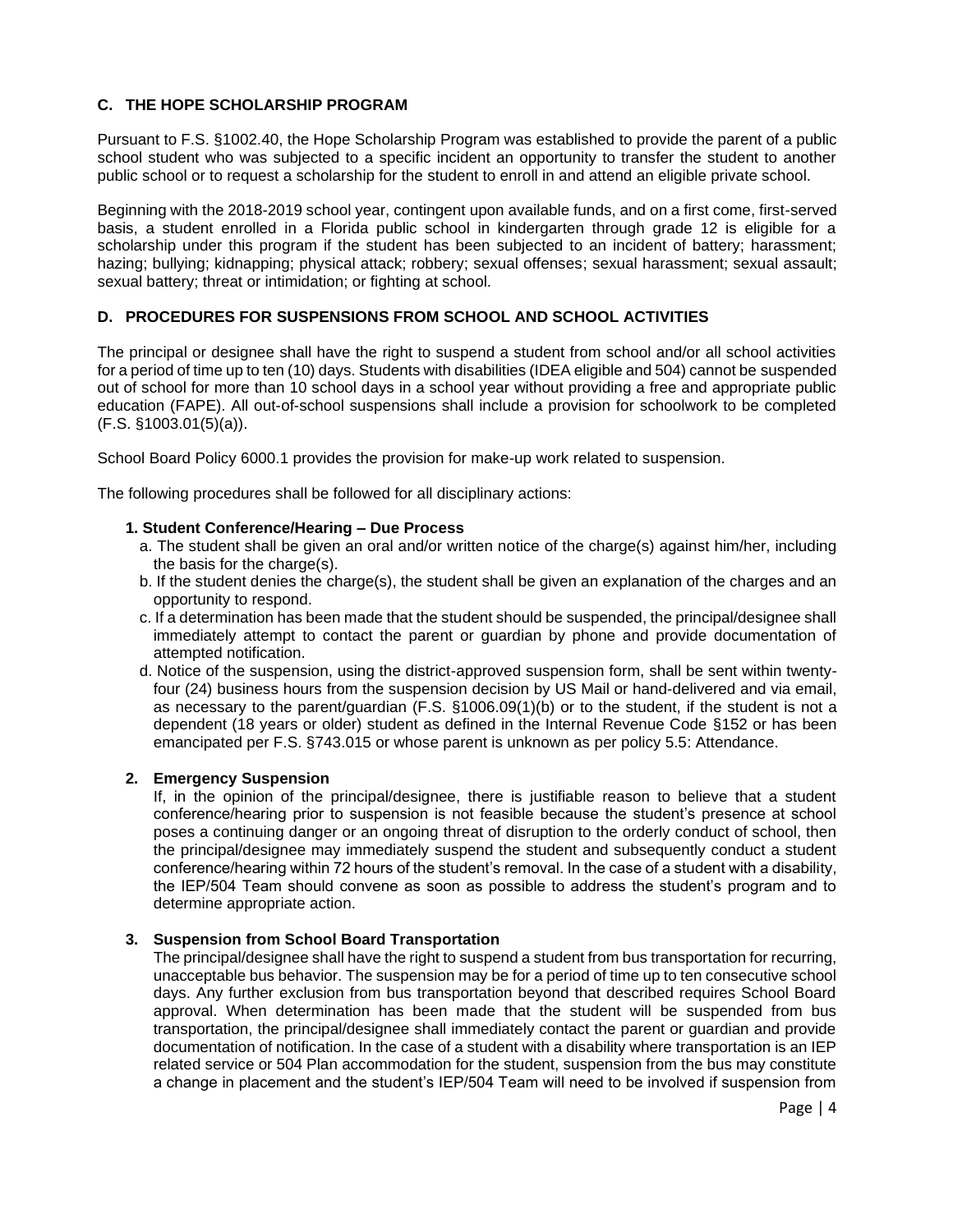## C. THE HOPE SCHOLARSHIP PROGRAM

Pursuant to F.S. §1002.40, the Hope Scholarship Program was established to provide the parent of a public school student who was subjected to a specific incident an opportunity to transfer the student to another public school or to request a scholarship for the student to enroll in and attend an eligible private school.

Beginning with the 2018-2019 school year, contingent upon available funds, and on a first come, first-served basis, a student enrolled in a Florida public school in kindergarten through grade 12 is eligible for a scholarship under this program if the student has been subjected to an incident of battery; harassment; hazing; bullying; kidnapping; physical attack; robbery; sexual offenses; sexual harassment; sexual assault; sexual battery; threat or intimidation; or fighting at school.

## D. PROCEDURES FOR SUSPENSIONS FROM SCHOOL AND SCHOOL ACTIVITIES

The principal or designee shall have the right to suspend a student from school and/or all school activities for a period of time up to ten (10) days. Students with disabilities (IDEA eligible and 504) cannot be suspended out of school for more than 10 school days in a school year without providing a free and appropriate public education (FAPE). All out-of-school suspensions shall include a provision for schoolwork to be completed (F.S. §1003.01(5)(a)).

School Board Policy 6000.1 provides the provision for make-up work related to suspension.

The following procedures shall be followed for all disciplinary actions:

### 1. Student Conference/Hearing – Due Process

a. The student shall be given an oral and/or written notice of the charge(s) against him/her, including the basis for the charge(s).

b. If the student denies the charge(s), the student shall be given an explanation of the charges and an opportunity to respond.

c. If a determination has been made that the student should be suspended, the principal/designee shall immediately attempt to contact the parent or guardian by phone and provide documentation of attempted notification.

d. Notice of the suspension, using the district-approved suspension form, shall be sent within twenty-four (24) business hours from the suspension decision by US Mail or hand-delivered and via email, as necessary to the parent/guardian (F.S. §1006.09(1)(b) or to the student, if the student is not a dependent (18 years or older) student as defined in the Internal Revenue Code §152 or has been emancipated per F.S. §743.015 or whose parent is unknown as per policy 5.5: Attendance.

### 2. Emergency Suspension

If, in the opinion of the principal/designee, there is justifiable reason to believe that a student conference/hearing prior to suspension is not feasible because the student's presence at school poses a continuing danger or an ongoing threat of disruption to the orderly conduct of school, then the principal/designee may immediately suspend the student and subsequently conduct a student conference/hearing within 72 hours of the student's removal. In the case of a student with a disability, the IEP/504 Team should convene as soon as possible to address the student's program and to determine appropriate action.

### 3. Suspension from School Board Transportation

The principal/designee shall have the right to suspend a student from bus transportation for recurring, unacceptable bus behavior. The suspension may be for a period of time up to ten consecutive school days. Any further exclusion from bus transportation beyond that described requires School Board approval. When determination has been made that the student will be suspended from bus transportation, the principal/designee shall immediately contact the parent or guardian and provide documentation of notification. In the case of a student with a disability where transportation is an IEP related service or 504 Plan accommodation for the student, suspension from the bus may constitute a change in placement and the student's IEP/504 Team will need to be involved if suspension from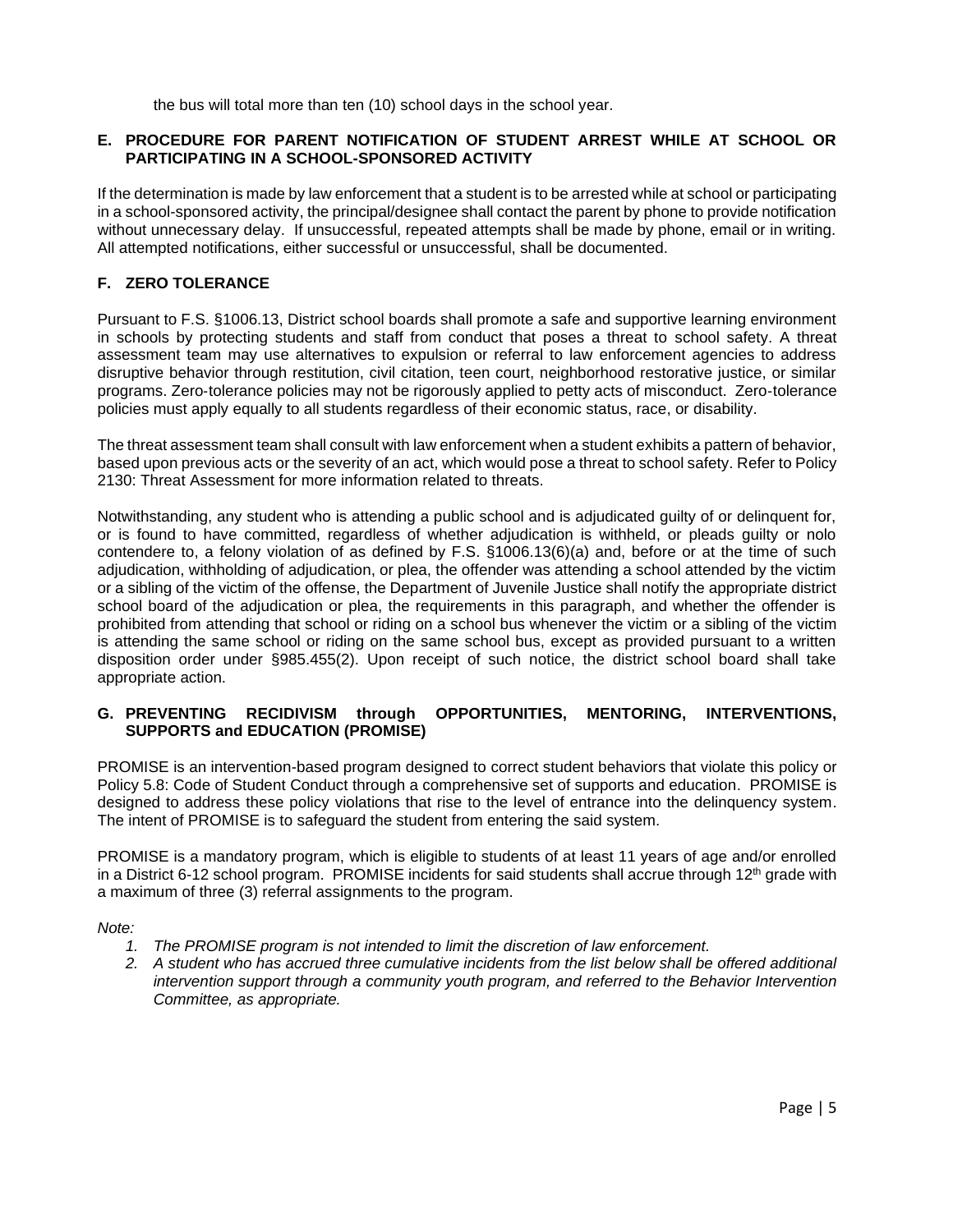the bus will total more than ten (10) school days in the school year.

### E. PROCEDURE FOR PARENT NOTIFICATION OF STUDENT ARREST WHILE AT SCHOOL OR PARTICIPATING IN A SCHOOL-SPONSORED ACTIVITY

If the determination is made by law enforcement that a student is to be arrested while at school or participating in a school-sponsored activity, the principal/designee shall contact the parent by phone to provide notification without unnecessary delay. If unsuccessful, repeated attempts shall be made by phone, email or in writing. All attempted notifications, either successful or unsuccessful, shall be documented.

### F. ZERO TOLERANCE

Pursuant to F.S. §1006.13, District school boards shall promote a safe and supportive learning environment in schools by protecting students and staff from conduct that poses a threat to school safety. A threat assessment team may use alternatives to expulsion or referral to law enforcement agencies to address disruptive behavior through restitution, civil citation, teen court, neighborhood restorative justice, or similar programs. Zero-tolerance policies may not be rigorously applied to petty acts of misconduct. Zero-tolerance policies must apply equally to all students regardless of their economic status, race, or disability.

The threat assessment team shall consult with law enforcement when a student exhibits a pattern of behavior, based upon previous acts or the severity of an act, which would pose a threat to school safety. Refer to Policy 2130: Threat Assessment for more information related to threats.

Notwithstanding, any student who is attending a public school and is adjudicated guilty of or delinquent for, or is found to have committed, regardless of whether adjudication is withheld, or pleads guilty or nolo contendere to, a felony violation of as defined by F.S. §1006.13(6)(a) and, before or at the time of such adjudication, withholding of adjudication, or plea, the offender was attending a school attended by the victim or a sibling of the victim of the offense, the Department of Juvenile Justice shall notify the appropriate district school board of the adjudication or plea, the requirements in this paragraph, and whether the offender is prohibited from attending that school or riding on a school bus whenever the victim or a sibling of the victim is attending the same school or riding on the same school bus, except as provided pursuant to a written disposition order under §985.455(2). Upon receipt of such notice, the district school board shall take appropriate action.

### G. PREVENTING RECIDIVISM through OPPORTUNITIES, MENTORING, INTERVENTIONS, SUPPORTS and EDUCATION (PROMISE)

PROMISE is an intervention-based program designed to correct student behaviors that violate this policy or Policy 5.8: Code of Student Conduct through a comprehensive set of supports and education. PROMISE is designed to address these policy violations that rise to the level of entrance into the delinquency system. The intent of PROMISE is to safeguard the student from entering the said system.

PROMISE is a mandatory program, which is eligible to students of at least 11 years of age and/or enrolled in a District 6-12 school program. PROMISE incidents for said students shall accrue through 12th grade with a maximum of three (3) referral assignments to the program.

*Note:*

1. *The PROMISE program is not intended to limit the discretion of law enforcement.*
2. *A student who has accrued three cumulative incidents from the list below shall be offered additional intervention support through a community youth program, and referred to the Behavior Intervention Committee, as appropriate.*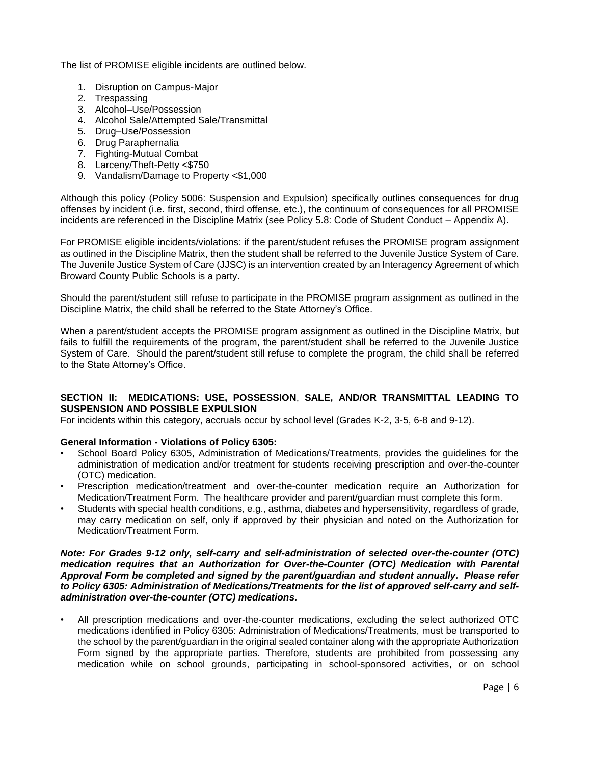The list of PROMISE eligible incidents are outlined below.

1. Disruption on Campus-Major
2. Trespassing
3. Alcohol–Use/Possession
4. Alcohol Sale/Attempted Sale/Transmittal
5. Drug–Use/Possession
6. Drug Paraphernalia
7. Fighting-Mutual Combat
8. Larceny/Theft-Petty <$750
9. Vandalism/Damage to Property <$1,000

Although this policy (Policy 5006: Suspension and Expulsion) specifically outlines consequences for drug offenses by incident (i.e. first, second, third offense, etc.), the continuum of consequences for all PROMISE incidents are referenced in the Discipline Matrix (see Policy 5.8: Code of Student Conduct – Appendix A).

For PROMISE eligible incidents/violations: if the parent/student refuses the PROMISE program assignment as outlined in the Discipline Matrix, then the student shall be referred to the Juvenile Justice System of Care. The Juvenile Justice System of Care (JJSC) is an intervention created by an Interagency Agreement of which Broward County Public Schools is a party.

Should the parent/student still refuse to participate in the PROMISE program assignment as outlined in the Discipline Matrix, the child shall be referred to the State Attorney's Office.

When a parent/student accepts the PROMISE program assignment as outlined in the Discipline Matrix, but fails to fulfill the requirements of the program, the parent/student shall be referred to the Juvenile Justice System of Care. Should the parent/student still refuse to complete the program, the child shall be referred to the State Attorney's Office.

## SECTION II: MEDICATIONS: USE, POSSESSION, SALE, AND/OR TRANSMITTAL LEADING TO SUSPENSION AND POSSIBLE EXPULSION

For incidents within this category, accruals occur by school level (Grades K-2, 3-5, 6-8 and 9-12).

**General Information - Violations of Policy 6305:**

- School Board Policy 6305, Administration of Medications/Treatments, provides the guidelines for the administration of medication and/or treatment for students receiving prescription and over-the-counter (OTC) medication.
- Prescription medication/treatment and over-the-counter medication require an Authorization for Medication/Treatment Form. The healthcare provider and parent/guardian must complete this form.
- Students with special health conditions, e.g., asthma, diabetes and hypersensitivity, regardless of grade, may carry medication on self, only if approved by their physician and noted on the Authorization for Medication/Treatment Form.

***Note: For Grades 9-12 only, self-carry and self-administration of selected over-the-counter (OTC) medication requires that an Authorization for Over-the-Counter (OTC) Medication with Parental Approval Form be completed and signed by the parent/guardian and student annually. Please refer to Policy 6305: Administration of Medications/Treatments for the list of approved self-carry and self-administration over-the-counter (OTC) medications.***

- All prescription medications and over-the-counter medications, excluding the select authorized OTC medications identified in Policy 6305: Administration of Medications/Treatments, must be transported to the school by the parent/guardian in the original sealed container along with the appropriate Authorization Form signed by the appropriate parties. Therefore, students are prohibited from possessing any medication while on school grounds, participating in school-sponsored activities, or on school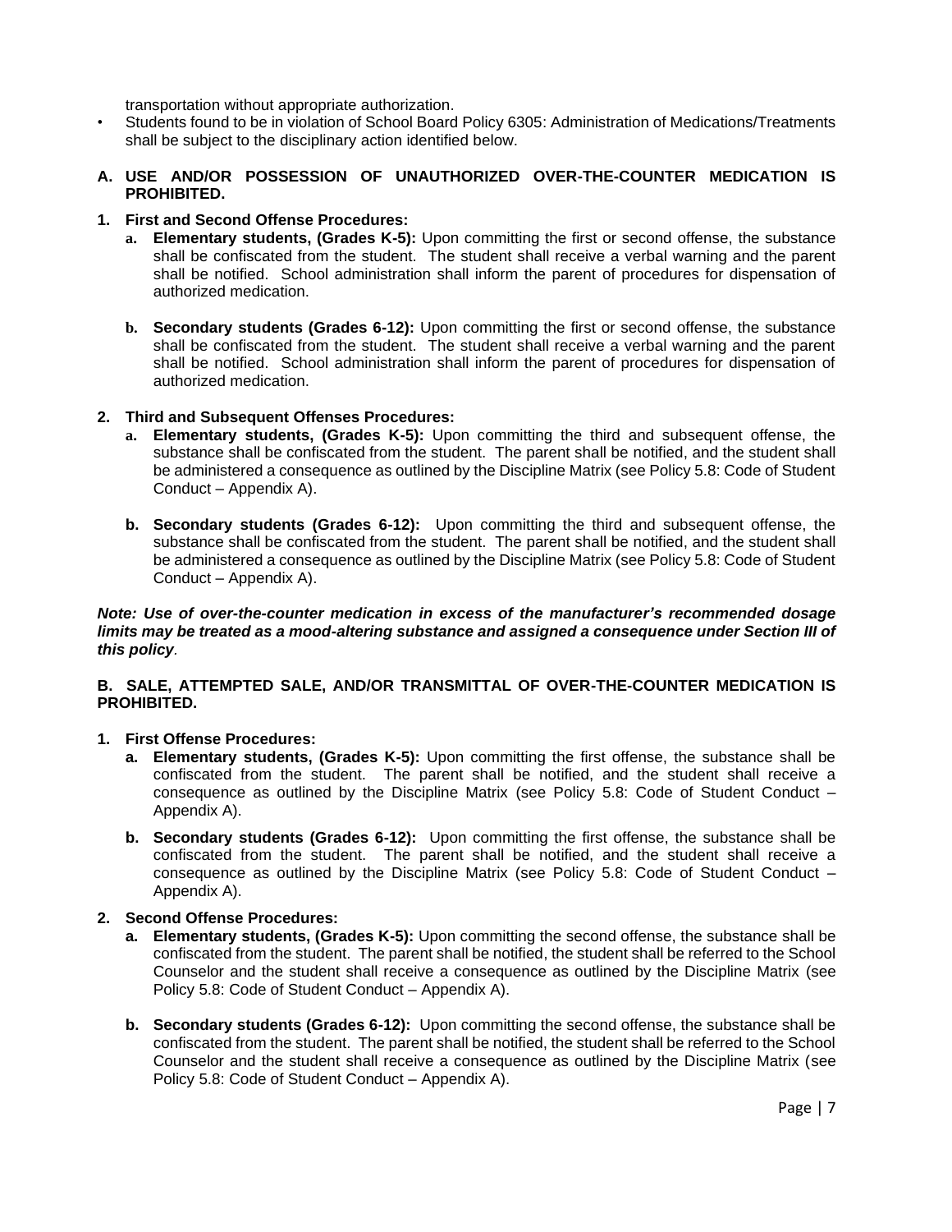transportation without appropriate authorization.

- Students found to be in violation of School Board Policy 6305: Administration of Medications/Treatments shall be subject to the disciplinary action identified below.

**A. USE AND/OR POSSESSION OF UNAUTHORIZED OVER-THE-COUNTER MEDICATION IS PROHIBITED.**

**1. First and Second Offense Procedures:**

a. **Elementary students, (Grades K-5):** Upon committing the first or second offense, the substance shall be confiscated from the student. The student shall receive a verbal warning and the parent shall be notified. School administration shall inform the parent of procedures for dispensation of authorized medication.

b. **Secondary students (Grades 6-12):** Upon committing the first or second offense, the substance shall be confiscated from the student. The student shall receive a verbal warning and the parent shall be notified. School administration shall inform the parent of procedures for dispensation of authorized medication.

**2. Third and Subsequent Offenses Procedures:**

a. **Elementary students, (Grades K-5):** Upon committing the third and subsequent offense, the substance shall be confiscated from the student. The parent shall be notified, and the student shall be administered a consequence as outlined by the Discipline Matrix (see Policy 5.8: Code of Student Conduct – Appendix A).

b. **Secondary students (Grades 6-12):** Upon committing the third and subsequent offense, the substance shall be confiscated from the student. The parent shall be notified, and the student shall be administered a consequence as outlined by the Discipline Matrix (see Policy 5.8: Code of Student Conduct – Appendix A).

***Note: Use of over-the-counter medication in excess of the manufacturer's recommended dosage limits may be treated as a mood-altering substance and assigned a consequence under Section III of this policy***.

**B. SALE, ATTEMPTED SALE, AND/OR TRANSMITTAL OF OVER-THE-COUNTER MEDICATION IS PROHIBITED.**

**1. First Offense Procedures:**

a. **Elementary students, (Grades K-5):** Upon committing the first offense, the substance shall be confiscated from the student. The parent shall be notified, and the student shall receive a consequence as outlined by the Discipline Matrix (see Policy 5.8: Code of Student Conduct – Appendix A).

b. **Secondary students (Grades 6-12):** Upon committing the first offense, the substance shall be confiscated from the student. The parent shall be notified, and the student shall receive a consequence as outlined by the Discipline Matrix (see Policy 5.8: Code of Student Conduct – Appendix A).

**2. Second Offense Procedures:**

a. **Elementary students, (Grades K-5):** Upon committing the second offense, the substance shall be confiscated from the student. The parent shall be notified, the student shall be referred to the School Counselor and the student shall receive a consequence as outlined by the Discipline Matrix (see Policy 5.8: Code of Student Conduct – Appendix A).

b. **Secondary students (Grades 6-12):** Upon committing the second offense, the substance shall be confiscated from the student. The parent shall be notified, the student shall be referred to the School Counselor and the student shall receive a consequence as outlined by the Discipline Matrix (see Policy 5.8: Code of Student Conduct – Appendix A).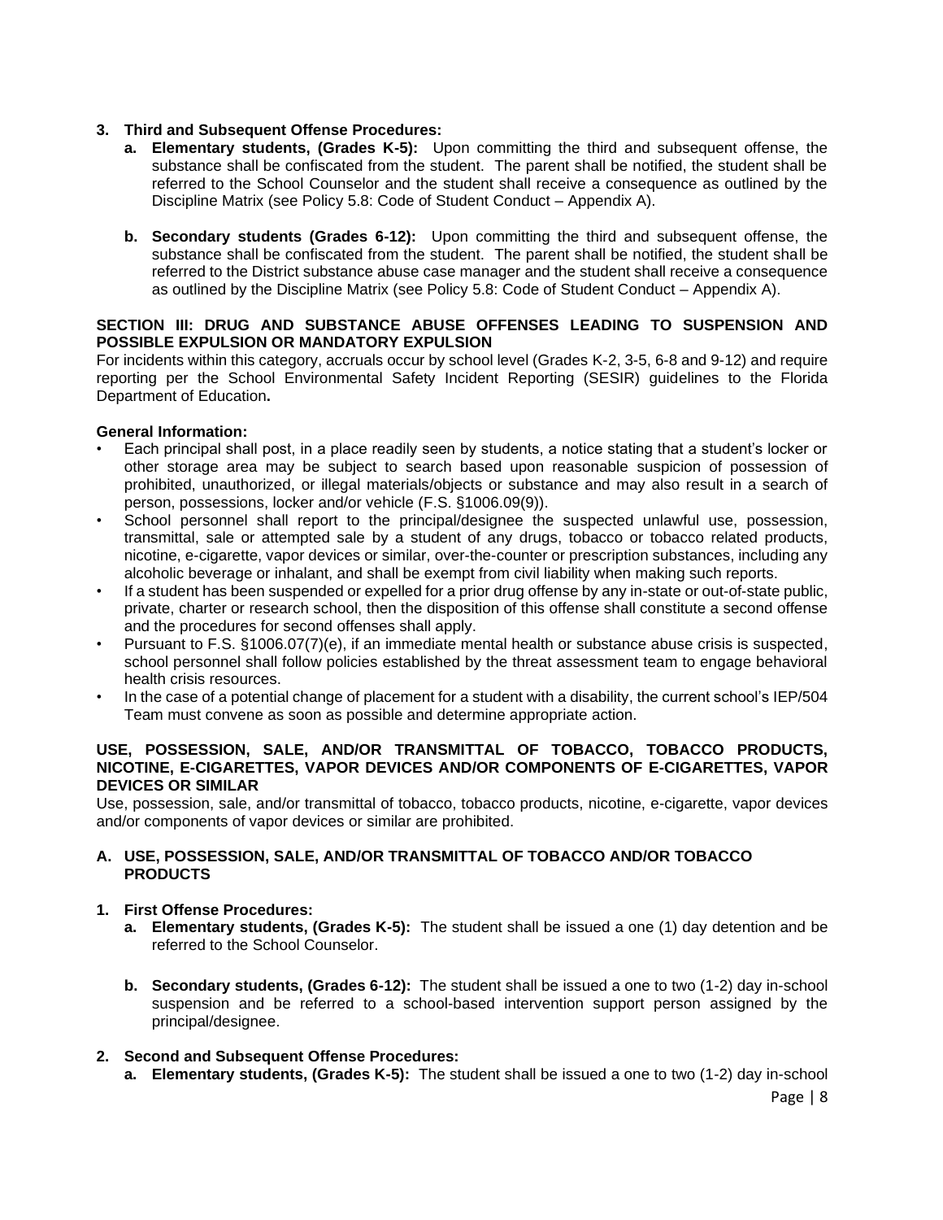3. **Third and Subsequent Offense Procedures:**
    a. **Elementary students, (Grades K-5):** Upon committing the third and subsequent offense, the substance shall be confiscated from the student. The parent shall be notified, the student shall be referred to the School Counselor and the student shall receive a consequence as outlined by the Discipline Matrix (see Policy 5.8: Code of Student Conduct – Appendix A).

    b. **Secondary students (Grades 6-12):** Upon committing the third and subsequent offense, the substance shall be confiscated from the student. The parent shall be notified, the student shall be referred to the District substance abuse case manager and the student shall receive a consequence as outlined by the Discipline Matrix (see Policy 5.8: Code of Student Conduct – Appendix A).

## SECTION III: DRUG AND SUBSTANCE ABUSE OFFENSES LEADING TO SUSPENSION AND POSSIBLE EXPULSION OR MANDATORY EXPULSION

For incidents within this category, accruals occur by school level (Grades K-2, 3-5, 6-8 and 9-12) and require reporting per the School Environmental Safety Incident Reporting (SESIR) guidelines to the Florida Department of Education**.**

**General Information:**

- Each principal shall post, in a place readily seen by students, a notice stating that a student's locker or other storage area may be subject to search based upon reasonable suspicion of possession of prohibited, unauthorized, or illegal materials/objects or substance and may also result in a search of person, possessions, locker and/or vehicle (F.S. §1006.09(9)).
- School personnel shall report to the principal/designee the suspected unlawful use, possession, transmittal, sale or attempted sale by a student of any drugs, tobacco or tobacco related products, nicotine, e-cigarette, vapor devices or similar, over-the-counter or prescription substances, including any alcoholic beverage or inhalant, and shall be exempt from civil liability when making such reports.
- If a student has been suspended or expelled for a prior drug offense by any in-state or out-of-state public, private, charter or research school, then the disposition of this offense shall constitute a second offense and the procedures for second offenses shall apply.
- Pursuant to F.S. §1006.07(7)(e), if an immediate mental health or substance abuse crisis is suspected, school personnel shall follow policies established by the threat assessment team to engage behavioral health crisis resources.
- In the case of a potential change of placement for a student with a disability, the current school's IEP/504 Team must convene as soon as possible and determine appropriate action.

### USE, POSSESSION, SALE, AND/OR TRANSMITTAL OF TOBACCO, TOBACCO PRODUCTS, NICOTINE, E-CIGARETTES, VAPOR DEVICES AND/OR COMPONENTS OF E-CIGARETTES, VAPOR DEVICES OR SIMILAR

Use, possession, sale, and/or transmittal of tobacco, tobacco products, nicotine, e-cigarette, vapor devices and/or components of vapor devices or similar are prohibited.

#### A. USE, POSSESSION, SALE, AND/OR TRANSMITTAL OF TOBACCO AND/OR TOBACCO PRODUCTS

1. **First Offense Procedures:**
    a. **Elementary students, (Grades K-5):** The student shall be issued a one (1) day detention and be referred to the School Counselor.

    b. **Secondary students, (Grades 6-12):** The student shall be issued a one to two (1-2) day in-school suspension and be referred to a school-based intervention support person assigned by the principal/designee.

2. **Second and Subsequent Offense Procedures:**
    a. **Elementary students, (Grades K-5):** The student shall be issued a one to two (1-2) day in-school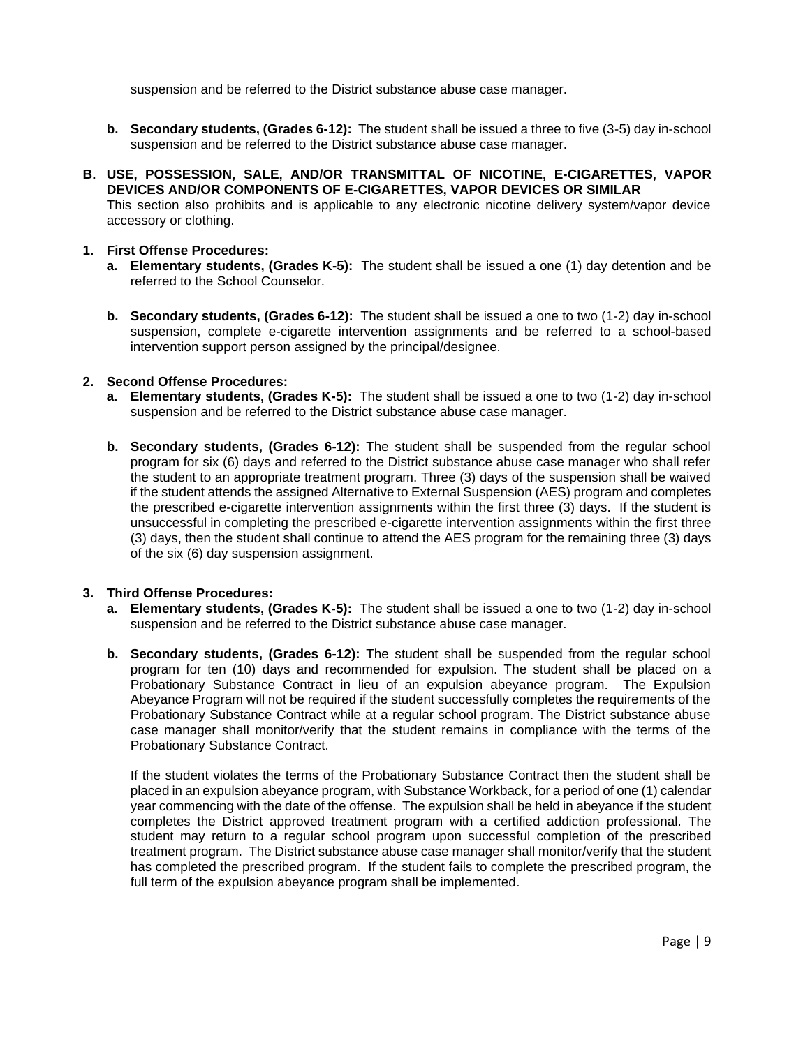suspension and be referred to the District substance abuse case manager.

- **b. Secondary students, (Grades 6-12):** The student shall be issued a three to five (3-5) day in-school suspension and be referred to the District substance abuse case manager.

**B. USE, POSSESSION, SALE, AND/OR TRANSMITTAL OF NICOTINE, E-CIGARETTES, VAPOR DEVICES AND/OR COMPONENTS OF E-CIGARETTES, VAPOR DEVICES OR SIMILAR**

This section also prohibits and is applicable to any electronic nicotine delivery system/vapor device accessory or clothing.

**1. First Offense Procedures:**

- **a. Elementary students, (Grades K-5):** The student shall be issued a one (1) day detention and be referred to the School Counselor.

- **b. Secondary students, (Grades 6-12):** The student shall be issued a one to two (1-2) day in-school suspension, complete e-cigarette intervention assignments and be referred to a school-based intervention support person assigned by the principal/designee.

**2. Second Offense Procedures:**

- **a. Elementary students, (Grades K-5):** The student shall be issued a one to two (1-2) day in-school suspension and be referred to the District substance abuse case manager.

- **b. Secondary students, (Grades 6-12):** The student shall be suspended from the regular school program for six (6) days and referred to the District substance abuse case manager who shall refer the student to an appropriate treatment program. Three (3) days of the suspension shall be waived if the student attends the assigned Alternative to External Suspension (AES) program and completes the prescribed e-cigarette intervention assignments within the first three (3) days. If the student is unsuccessful in completing the prescribed e-cigarette intervention assignments within the first three (3) days, then the student shall continue to attend the AES program for the remaining three (3) days of the six (6) day suspension assignment.

**3. Third Offense Procedures:**

- **a. Elementary students, (Grades K-5):** The student shall be issued a one to two (1-2) day in-school suspension and be referred to the District substance abuse case manager.

- **b. Secondary students, (Grades 6-12):** The student shall be suspended from the regular school program for ten (10) days and recommended for expulsion. The student shall be placed on a Probationary Substance Contract in lieu of an expulsion abeyance program. The Expulsion Abeyance Program will not be required if the student successfully completes the requirements of the Probationary Substance Contract while at a regular school program. The District substance abuse case manager shall monitor/verify that the student remains in compliance with the terms of the Probationary Substance Contract.

  If the student violates the terms of the Probationary Substance Contract then the student shall be placed in an expulsion abeyance program, with Substance Workback, for a period of one (1) calendar year commencing with the date of the offense. The expulsion shall be held in abeyance if the student completes the District approved treatment program with a certified addiction professional. The student may return to a regular school program upon successful completion of the prescribed treatment program. The District substance abuse case manager shall monitor/verify that the student has completed the prescribed program. If the student fails to complete the prescribed program, the full term of the expulsion abeyance program shall be implemented.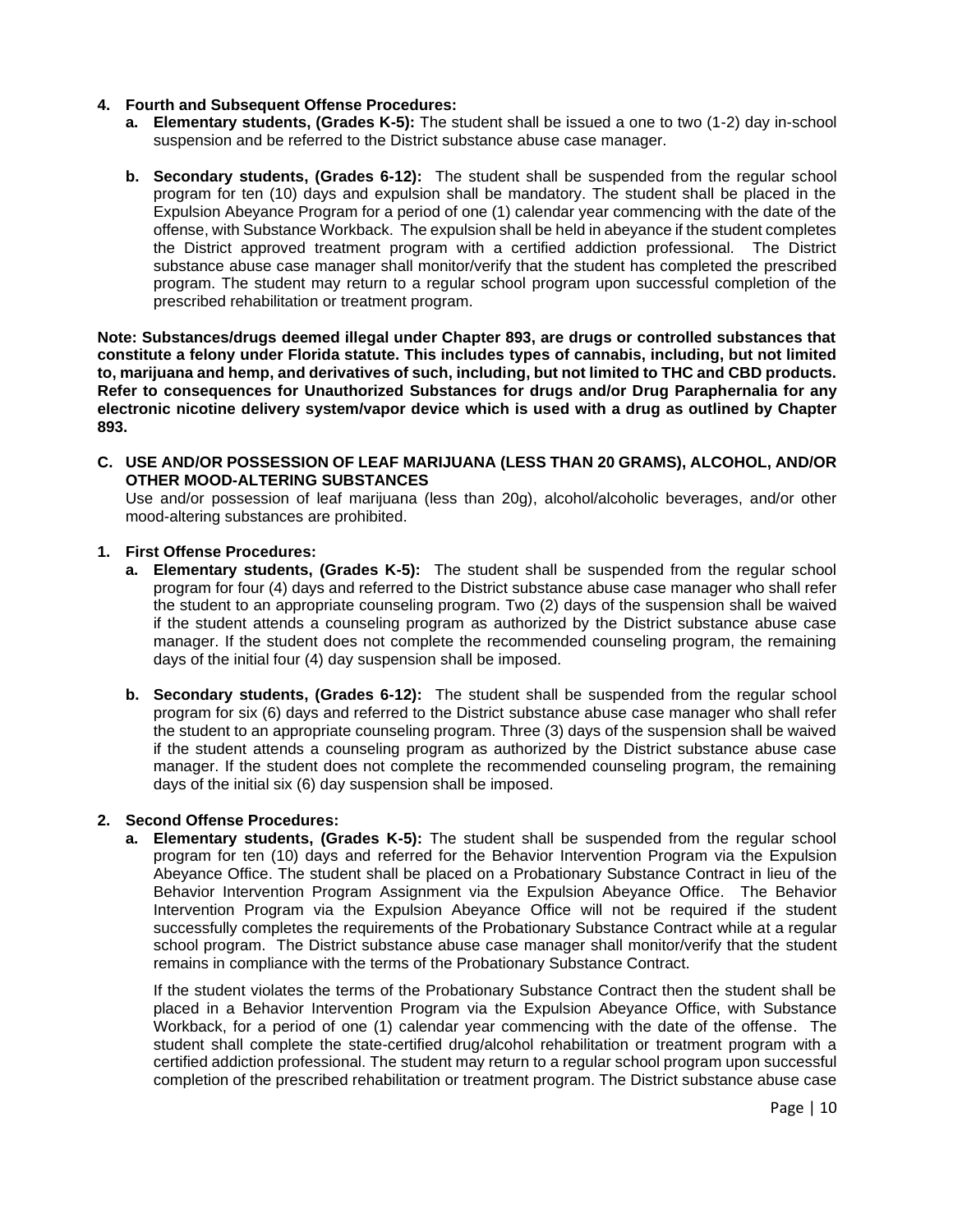4. **Fourth and Subsequent Offense Procedures:**
   a. **Elementary students, (Grades K-5):** The student shall be issued a one to two (1-2) day in-school suspension and be referred to the District substance abuse case manager.

   b. **Secondary students, (Grades 6-12):** The student shall be suspended from the regular school program for ten (10) days and expulsion shall be mandatory. The student shall be placed in the Expulsion Abeyance Program for a period of one (1) calendar year commencing with the date of the offense, with Substance Workback. The expulsion shall be held in abeyance if the student completes the District approved treatment program with a certified addiction professional. The District substance abuse case manager shall monitor/verify that the student has completed the prescribed program. The student may return to a regular school program upon successful completion of the prescribed rehabilitation or treatment program.

**Note: Substances/drugs deemed illegal under Chapter 893, are drugs or controlled substances that constitute a felony under Florida statute. This includes types of cannabis, including, but not limited to, marijuana and hemp, and derivatives of such, including, but not limited to THC and CBD products. Refer to consequences for Unauthorized Substances for drugs and/or Drug Paraphernalia for any electronic nicotine delivery system/vapor device which is used with a drug as outlined by Chapter 893.**

**C. USE AND/OR POSSESSION OF LEAF MARIJUANA (LESS THAN 20 GRAMS), ALCOHOL, AND/OR OTHER MOOD-ALTERING SUBSTANCES**

Use and/or possession of leaf marijuana (less than 20g), alcohol/alcoholic beverages, and/or other mood-altering substances are prohibited.

1. **First Offense Procedures:**
   a. **Elementary students, (Grades K-5):** The student shall be suspended from the regular school program for four (4) days and referred to the District substance abuse case manager who shall refer the student to an appropriate counseling program. Two (2) days of the suspension shall be waived if the student attends a counseling program as authorized by the District substance abuse case manager. If the student does not complete the recommended counseling program, the remaining days of the initial four (4) day suspension shall be imposed.

   b. **Secondary students, (Grades 6-12):** The student shall be suspended from the regular school program for six (6) days and referred to the District substance abuse case manager who shall refer the student to an appropriate counseling program. Three (3) days of the suspension shall be waived if the student attends a counseling program as authorized by the District substance abuse case manager. If the student does not complete the recommended counseling program, the remaining days of the initial six (6) day suspension shall be imposed.

2. **Second Offense Procedures:**
   a. **Elementary students, (Grades K-5):** The student shall be suspended from the regular school program for ten (10) days and referred for the Behavior Intervention Program via the Expulsion Abeyance Office. The student shall be placed on a Probationary Substance Contract in lieu of the Behavior Intervention Program Assignment via the Expulsion Abeyance Office. The Behavior Intervention Program via the Expulsion Abeyance Office will not be required if the student successfully completes the requirements of the Probationary Substance Contract while at a regular school program. The District substance abuse case manager shall monitor/verify that the student remains in compliance with the terms of the Probationary Substance Contract.

      If the student violates the terms of the Probationary Substance Contract then the student shall be placed in a Behavior Intervention Program via the Expulsion Abeyance Office, with Substance Workback, for a period of one (1) calendar year commencing with the date of the offense. The student shall complete the state-certified drug/alcohol rehabilitation or treatment program with a certified addiction professional. The student may return to a regular school program upon successful completion of the prescribed rehabilitation or treatment program. The District substance abuse case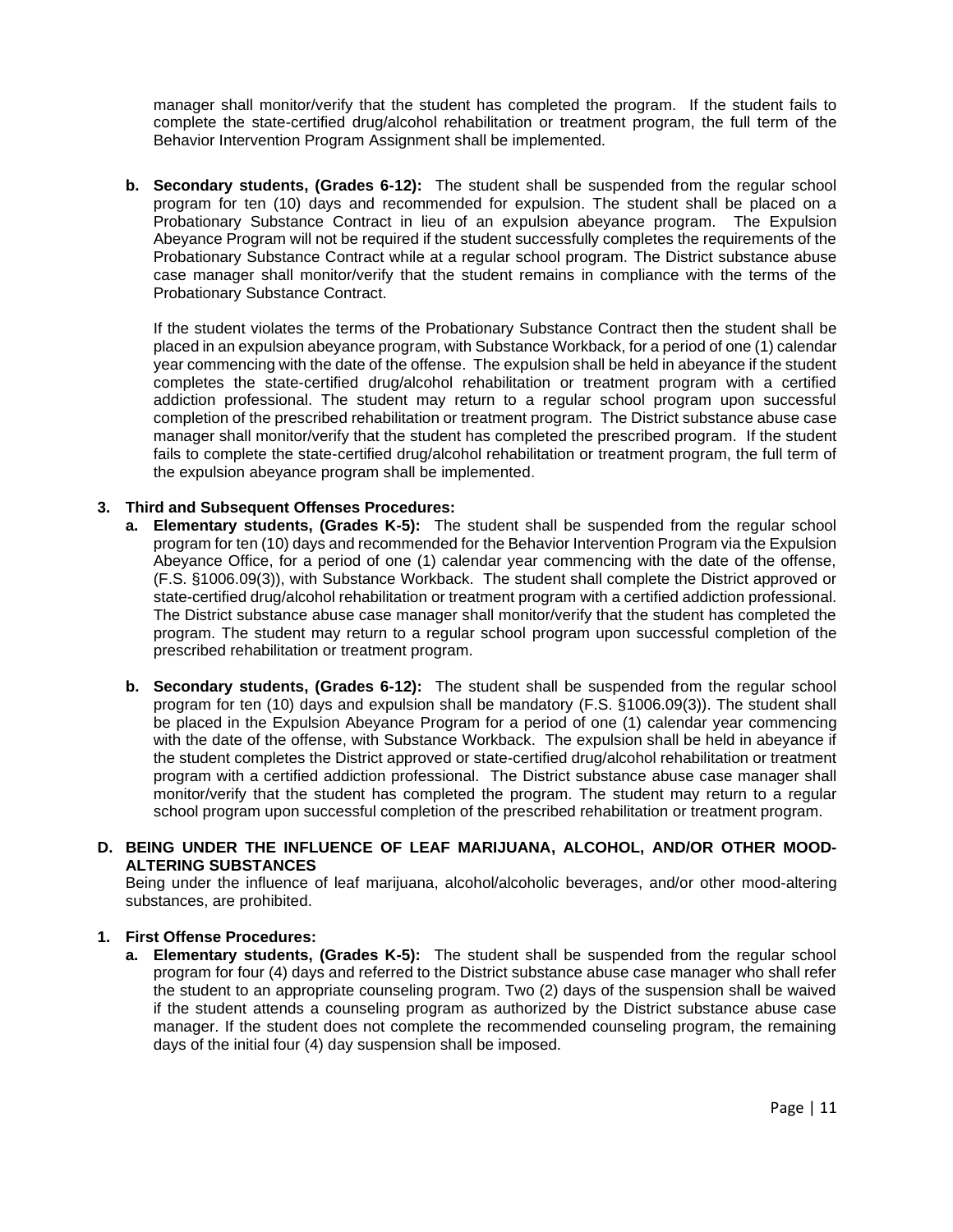manager shall monitor/verify that the student has completed the program. If the student fails to complete the state-certified drug/alcohol rehabilitation or treatment program, the full term of the Behavior Intervention Program Assignment shall be implemented.

b. **Secondary students, (Grades 6-12):** The student shall be suspended from the regular school program for ten (10) days and recommended for expulsion. The student shall be placed on a Probationary Substance Contract in lieu of an expulsion abeyance program. The Expulsion Abeyance Program will not be required if the student successfully completes the requirements of the Probationary Substance Contract while at a regular school program. The District substance abuse case manager shall monitor/verify that the student remains in compliance with the terms of the Probationary Substance Contract.

   If the student violates the terms of the Probationary Substance Contract then the student shall be placed in an expulsion abeyance program, with Substance Workback, for a period of one (1) calendar year commencing with the date of the offense. The expulsion shall be held in abeyance if the student completes the state-certified drug/alcohol rehabilitation or treatment program with a certified addiction professional. The student may return to a regular school program upon successful completion of the prescribed rehabilitation or treatment program. The District substance abuse case manager shall monitor/verify that the student has completed the prescribed program. If the student fails to complete the state-certified drug/alcohol rehabilitation or treatment program, the full term of the expulsion abeyance program shall be implemented.

**3. Third and Subsequent Offenses Procedures:**

a. **Elementary students, (Grades K-5):** The student shall be suspended from the regular school program for ten (10) days and recommended for the Behavior Intervention Program via the Expulsion Abeyance Office, for a period of one (1) calendar year commencing with the date of the offense, (F.S. §1006.09(3)), with Substance Workback. The student shall complete the District approved or state-certified drug/alcohol rehabilitation or treatment program with a certified addiction professional. The District substance abuse case manager shall monitor/verify that the student has completed the program. The student may return to a regular school program upon successful completion of the prescribed rehabilitation or treatment program.

b. **Secondary students, (Grades 6-12):** The student shall be suspended from the regular school program for ten (10) days and expulsion shall be mandatory (F.S. §1006.09(3)). The student shall be placed in the Expulsion Abeyance Program for a period of one (1) calendar year commencing with the date of the offense, with Substance Workback. The expulsion shall be held in abeyance if the student completes the District approved or state-certified drug/alcohol rehabilitation or treatment program with a certified addiction professional. The District substance abuse case manager shall monitor/verify that the student has completed the program. The student may return to a regular school program upon successful completion of the prescribed rehabilitation or treatment program.

**D. BEING UNDER THE INFLUENCE OF LEAF MARIJUANA, ALCOHOL, AND/OR OTHER MOOD-ALTERING SUBSTANCES**

Being under the influence of leaf marijuana, alcohol/alcoholic beverages, and/or other mood-altering substances, are prohibited.

**1. First Offense Procedures:**

a. **Elementary students, (Grades K-5):** The student shall be suspended from the regular school program for four (4) days and referred to the District substance abuse case manager who shall refer the student to an appropriate counseling program. Two (2) days of the suspension shall be waived if the student attends a counseling program as authorized by the District substance abuse case manager. If the student does not complete the recommended counseling program, the remaining days of the initial four (4) day suspension shall be imposed.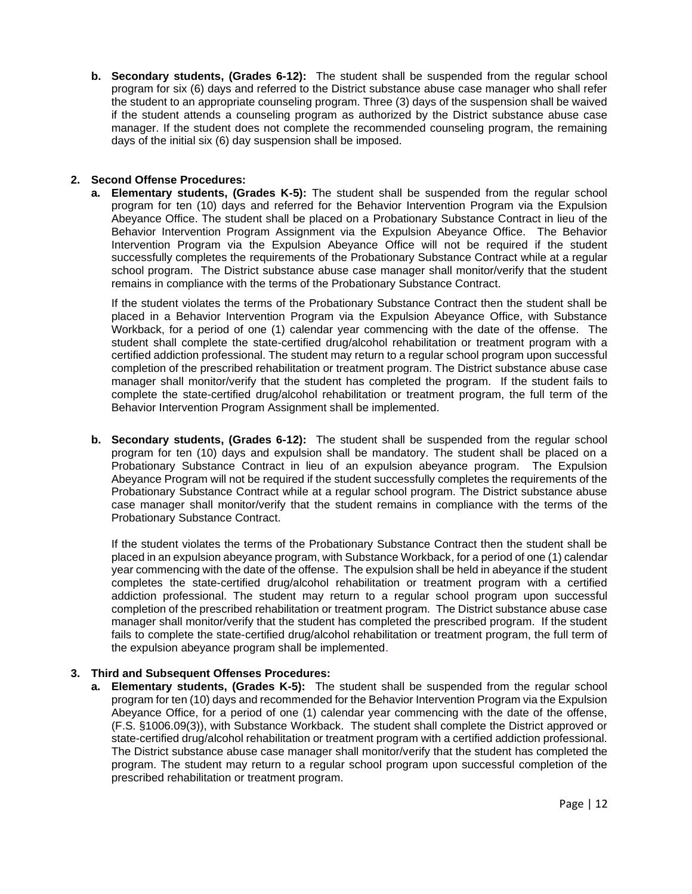b. **Secondary students, (Grades 6-12):** The student shall be suspended from the regular school program for six (6) days and referred to the District substance abuse case manager who shall refer the student to an appropriate counseling program. Three (3) days of the suspension shall be waived if the student attends a counseling program as authorized by the District substance abuse case manager. If the student does not complete the recommended counseling program, the remaining days of the initial six (6) day suspension shall be imposed.

2. **Second Offense Procedures:**

   a. **Elementary students, (Grades K-5):** The student shall be suspended from the regular school program for ten (10) days and referred for the Behavior Intervention Program via the Expulsion Abeyance Office. The student shall be placed on a Probationary Substance Contract in lieu of the Behavior Intervention Program Assignment via the Expulsion Abeyance Office. The Behavior Intervention Program via the Expulsion Abeyance Office will not be required if the student successfully completes the requirements of the Probationary Substance Contract while at a regular school program. The District substance abuse case manager shall monitor/verify that the student remains in compliance with the terms of the Probationary Substance Contract.

      If the student violates the terms of the Probationary Substance Contract then the student shall be placed in a Behavior Intervention Program via the Expulsion Abeyance Office, with Substance Workback, for a period of one (1) calendar year commencing with the date of the offense. The student shall complete the state-certified drug/alcohol rehabilitation or treatment program with a certified addiction professional. The student may return to a regular school program upon successful completion of the prescribed rehabilitation or treatment program. The District substance abuse case manager shall monitor/verify that the student has completed the program. If the student fails to complete the state-certified drug/alcohol rehabilitation or treatment program, the full term of the Behavior Intervention Program Assignment shall be implemented.

   b. **Secondary students, (Grades 6-12):** The student shall be suspended from the regular school program for ten (10) days and expulsion shall be mandatory. The student shall be placed on a Probationary Substance Contract in lieu of an expulsion abeyance program. The Expulsion Abeyance Program will not be required if the student successfully completes the requirements of the Probationary Substance Contract while at a regular school program. The District substance abuse case manager shall monitor/verify that the student remains in compliance with the terms of the Probationary Substance Contract.

      If the student violates the terms of the Probationary Substance Contract then the student shall be placed in an expulsion abeyance program, with Substance Workback, for a period of one (1) calendar year commencing with the date of the offense. The expulsion shall be held in abeyance if the student completes the state-certified drug/alcohol rehabilitation or treatment program with a certified addiction professional. The student may return to a regular school program upon successful completion of the prescribed rehabilitation or treatment program. The District substance abuse case manager shall monitor/verify that the student has completed the prescribed program. If the student fails to complete the state-certified drug/alcohol rehabilitation or treatment program, the full term of the expulsion abeyance program shall be implemented.

3. **Third and Subsequent Offenses Procedures:**

   a. **Elementary students, (Grades K-5):** The student shall be suspended from the regular school program for ten (10) days and recommended for the Behavior Intervention Program via the Expulsion Abeyance Office, for a period of one (1) calendar year commencing with the date of the offense, (F.S. §1006.09(3)), with Substance Workback. The student shall complete the District approved or state-certified drug/alcohol rehabilitation or treatment program with a certified addiction professional. The District substance abuse case manager shall monitor/verify that the student has completed the program. The student may return to a regular school program upon successful completion of the prescribed rehabilitation or treatment program.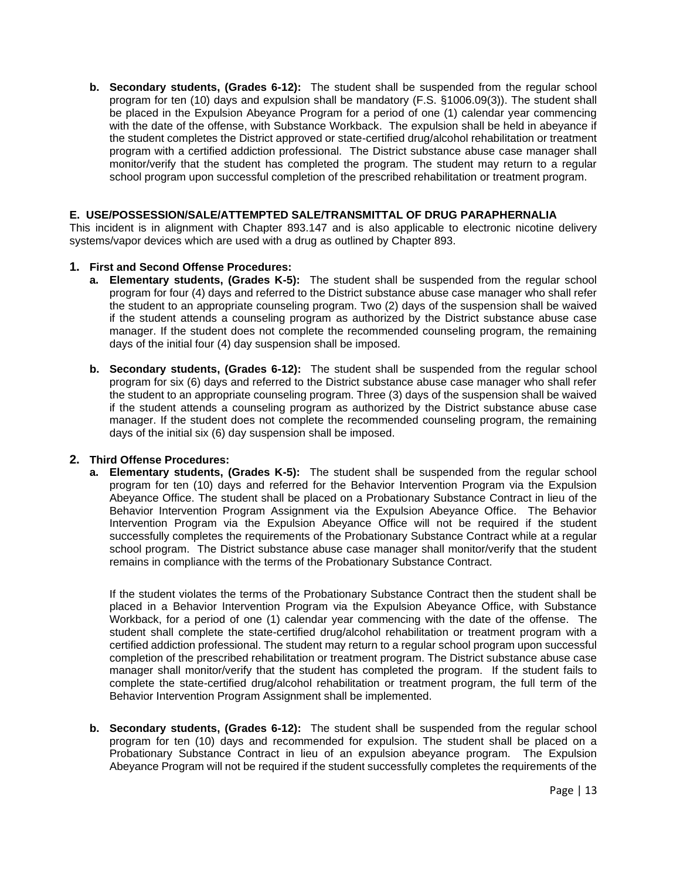**b. Secondary students, (Grades 6-12):** The student shall be suspended from the regular school program for ten (10) days and expulsion shall be mandatory (F.S. §1006.09(3)). The student shall be placed in the Expulsion Abeyance Program for a period of one (1) calendar year commencing with the date of the offense, with Substance Workback. The expulsion shall be held in abeyance if the student completes the District approved or state-certified drug/alcohol rehabilitation or treatment program with a certified addiction professional. The District substance abuse case manager shall monitor/verify that the student has completed the program. The student may return to a regular school program upon successful completion of the prescribed rehabilitation or treatment program.

### E. USE/POSSESSION/SALE/ATTEMPTED SALE/TRANSMITTAL OF DRUG PARAPHERNALIA

This incident is in alignment with Chapter 893.147 and is also applicable to electronic nicotine delivery systems/vapor devices which are used with a drug as outlined by Chapter 893.

**1. First and Second Offense Procedures:**

**a. Elementary students, (Grades K-5):** The student shall be suspended from the regular school program for four (4) days and referred to the District substance abuse case manager who shall refer the student to an appropriate counseling program. Two (2) days of the suspension shall be waived if the student attends a counseling program as authorized by the District substance abuse case manager. If the student does not complete the recommended counseling program, the remaining days of the initial four (4) day suspension shall be imposed.

**b. Secondary students, (Grades 6-12):** The student shall be suspended from the regular school program for six (6) days and referred to the District substance abuse case manager who shall refer the student to an appropriate counseling program. Three (3) days of the suspension shall be waived if the student attends a counseling program as authorized by the District substance abuse case manager. If the student does not complete the recommended counseling program, the remaining days of the initial six (6) day suspension shall be imposed.

**2. Third Offense Procedures:**

**a. Elementary students, (Grades K-5):** The student shall be suspended from the regular school program for ten (10) days and referred for the Behavior Intervention Program via the Expulsion Abeyance Office. The student shall be placed on a Probationary Substance Contract in lieu of the Behavior Intervention Program Assignment via the Expulsion Abeyance Office. The Behavior Intervention Program via the Expulsion Abeyance Office will not be required if the student successfully completes the requirements of the Probationary Substance Contract while at a regular school program. The District substance abuse case manager shall monitor/verify that the student remains in compliance with the terms of the Probationary Substance Contract.

If the student violates the terms of the Probationary Substance Contract then the student shall be placed in a Behavior Intervention Program via the Expulsion Abeyance Office, with Substance Workback, for a period of one (1) calendar year commencing with the date of the offense. The student shall complete the state-certified drug/alcohol rehabilitation or treatment program with a certified addiction professional. The student may return to a regular school program upon successful completion of the prescribed rehabilitation or treatment program. The District substance abuse case manager shall monitor/verify that the student has completed the program. If the student fails to complete the state-certified drug/alcohol rehabilitation or treatment program, the full term of the Behavior Intervention Program Assignment shall be implemented.

**b. Secondary students, (Grades 6-12):** The student shall be suspended from the regular school program for ten (10) days and recommended for expulsion. The student shall be placed on a Probationary Substance Contract in lieu of an expulsion abeyance program. The Expulsion Abeyance Program will not be required if the student successfully completes the requirements of the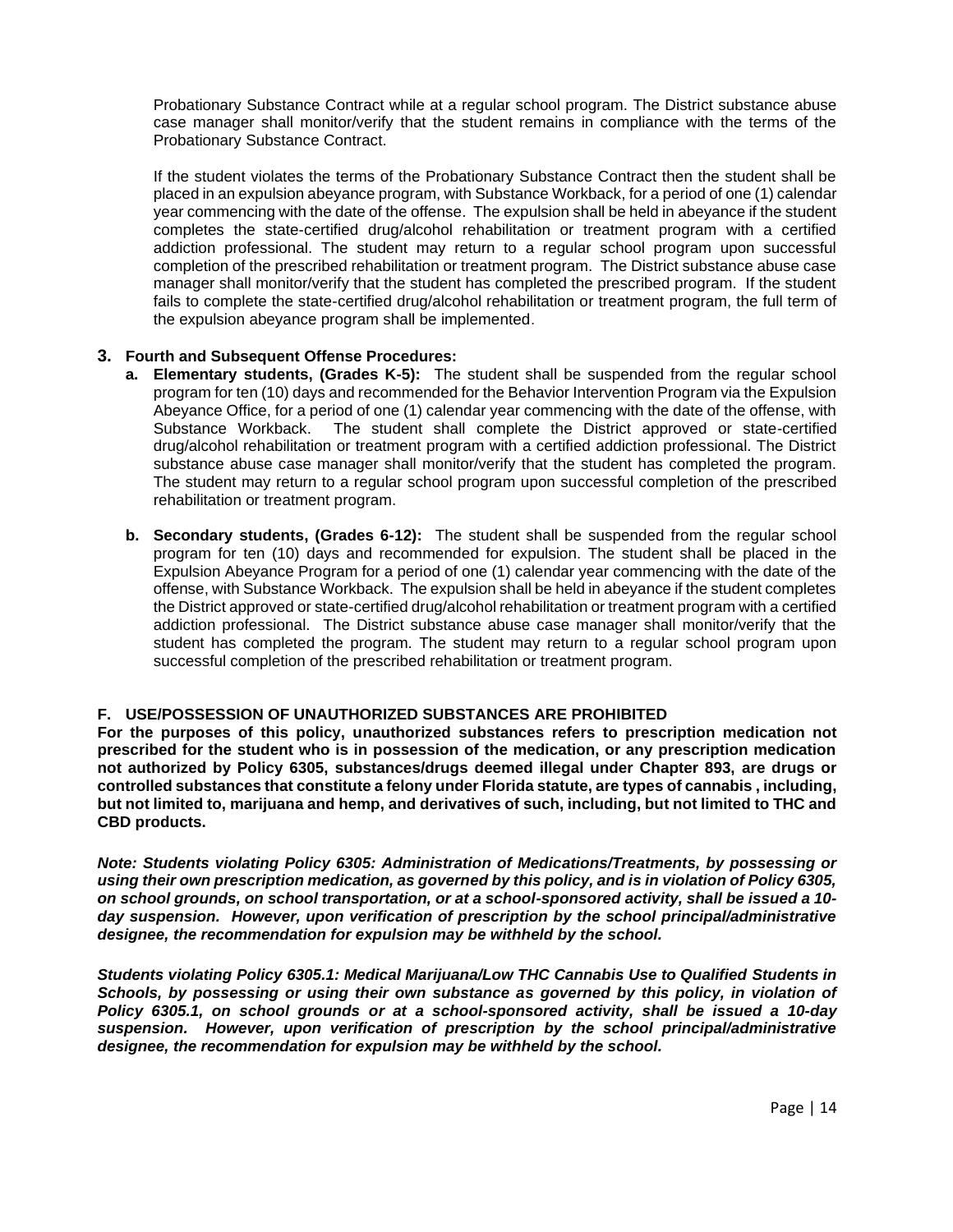Probationary Substance Contract while at a regular school program. The District substance abuse case manager shall monitor/verify that the student remains in compliance with the terms of the Probationary Substance Contract.

If the student violates the terms of the Probationary Substance Contract then the student shall be placed in an expulsion abeyance program, with Substance Workback, for a period of one (1) calendar year commencing with the date of the offense. The expulsion shall be held in abeyance if the student completes the state-certified drug/alcohol rehabilitation or treatment program with a certified addiction professional. The student may return to a regular school program upon successful completion of the prescribed rehabilitation or treatment program. The District substance abuse case manager shall monitor/verify that the student has completed the prescribed program. If the student fails to complete the state-certified drug/alcohol rehabilitation or treatment program, the full term of the expulsion abeyance program shall be implemented.

**3. Fourth and Subsequent Offense Procedures:**

**a. Elementary students, (Grades K-5):** The student shall be suspended from the regular school program for ten (10) days and recommended for the Behavior Intervention Program via the Expulsion Abeyance Office, for a period of one (1) calendar year commencing with the date of the offense, with Substance Workback. The student shall complete the District approved or state-certified drug/alcohol rehabilitation or treatment program with a certified addiction professional. The District substance abuse case manager shall monitor/verify that the student has completed the program. The student may return to a regular school program upon successful completion of the prescribed rehabilitation or treatment program.

**b. Secondary students, (Grades 6-12):** The student shall be suspended from the regular school program for ten (10) days and recommended for expulsion. The student shall be placed in the Expulsion Abeyance Program for a period of one (1) calendar year commencing with the date of the offense, with Substance Workback. The expulsion shall be held in abeyance if the student completes the District approved or state-certified drug/alcohol rehabilitation or treatment program with a certified addiction professional. The District substance abuse case manager shall monitor/verify that the student has completed the program. The student may return to a regular school program upon successful completion of the prescribed rehabilitation or treatment program.

**F. USE/POSSESSION OF UNAUTHORIZED SUBSTANCES ARE PROHIBITED**

**For the purposes of this policy, unauthorized substances refers to prescription medication not prescribed for the student who is in possession of the medication, or any prescription medication not authorized by Policy 6305, substances/drugs deemed illegal under Chapter 893, are drugs or controlled substances that constitute a felony under Florida statute, are types of cannabis , including, but not limited to, marijuana and hemp, and derivatives of such, including, but not limited to THC and CBD products.**

***Note: Students violating Policy 6305: Administration of Medications/Treatments, by possessing or using their own prescription medication, as governed by this policy, and is in violation of Policy 6305, on school grounds, on school transportation, or at a school-sponsored activity, shall be issued a 10-day suspension. However, upon verification of prescription by the school principal/administrative designee, the recommendation for expulsion may be withheld by the school.***

***Students violating Policy 6305.1: Medical Marijuana/Low THC Cannabis Use to Qualified Students in Schools, by possessing or using their own substance as governed by this policy, in violation of Policy 6305.1, on school grounds or at a school-sponsored activity, shall be issued a 10-day suspension. However, upon verification of prescription by the school principal/administrative designee, the recommendation for expulsion may be withheld by the school.***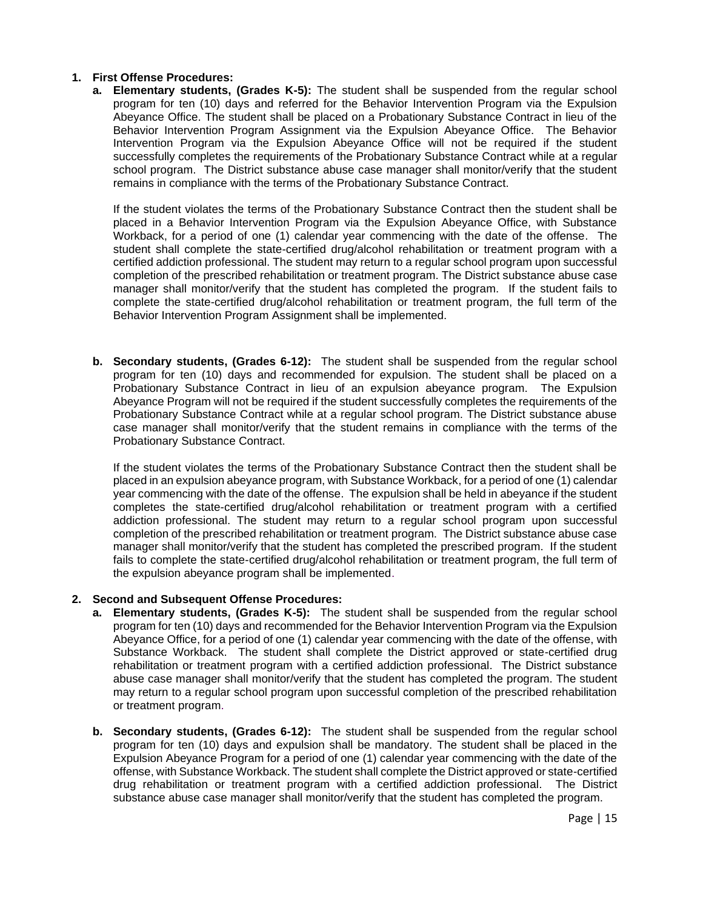1. **First Offense Procedures:**
   a. **Elementary students, (Grades K-5):** The student shall be suspended from the regular school program for ten (10) days and referred for the Behavior Intervention Program via the Expulsion Abeyance Office. The student shall be placed on a Probationary Substance Contract in lieu of the Behavior Intervention Program Assignment via the Expulsion Abeyance Office. The Behavior Intervention Program via the Expulsion Abeyance Office will not be required if the student successfully completes the requirements of the Probationary Substance Contract while at a regular school program. The District substance abuse case manager shall monitor/verify that the student remains in compliance with the terms of the Probationary Substance Contract.

      If the student violates the terms of the Probationary Substance Contract then the student shall be placed in a Behavior Intervention Program via the Expulsion Abeyance Office, with Substance Workback, for a period of one (1) calendar year commencing with the date of the offense. The student shall complete the state-certified drug/alcohol rehabilitation or treatment program with a certified addiction professional. The student may return to a regular school program upon successful completion of the prescribed rehabilitation or treatment program. The District substance abuse case manager shall monitor/verify that the student has completed the program. If the student fails to complete the state-certified drug/alcohol rehabilitation or treatment program, the full term of the Behavior Intervention Program Assignment shall be implemented.

   b. **Secondary students, (Grades 6-12):** The student shall be suspended from the regular school program for ten (10) days and recommended for expulsion. The student shall be placed on a Probationary Substance Contract in lieu of an expulsion abeyance program. The Expulsion Abeyance Program will not be required if the student successfully completes the requirements of the Probationary Substance Contract while at a regular school program. The District substance abuse case manager shall monitor/verify that the student remains in compliance with the terms of the Probationary Substance Contract.

      If the student violates the terms of the Probationary Substance Contract then the student shall be placed in an expulsion abeyance program, with Substance Workback, for a period of one (1) calendar year commencing with the date of the offense. The expulsion shall be held in abeyance if the student completes the state-certified drug/alcohol rehabilitation or treatment program with a certified addiction professional. The student may return to a regular school program upon successful completion of the prescribed rehabilitation or treatment program. The District substance abuse case manager shall monitor/verify that the student has completed the prescribed program. If the student fails to complete the state-certified drug/alcohol rehabilitation or treatment program, the full term of the expulsion abeyance program shall be implemented.

2. **Second and Subsequent Offense Procedures:**
   a. **Elementary students, (Grades K-5):** The student shall be suspended from the regular school program for ten (10) days and recommended for the Behavior Intervention Program via the Expulsion Abeyance Office, for a period of one (1) calendar year commencing with the date of the offense, with Substance Workback. The student shall complete the District approved or state-certified drug rehabilitation or treatment program with a certified addiction professional. The District substance abuse case manager shall monitor/verify that the student has completed the program. The student may return to a regular school program upon successful completion of the prescribed rehabilitation or treatment program.

   b. **Secondary students, (Grades 6-12):** The student shall be suspended from the regular school program for ten (10) days and expulsion shall be mandatory. The student shall be placed in the Expulsion Abeyance Program for a period of one (1) calendar year commencing with the date of the offense, with Substance Workback. The student shall complete the District approved or state-certified drug rehabilitation or treatment program with a certified addiction professional. The District substance abuse case manager shall monitor/verify that the student has completed the program.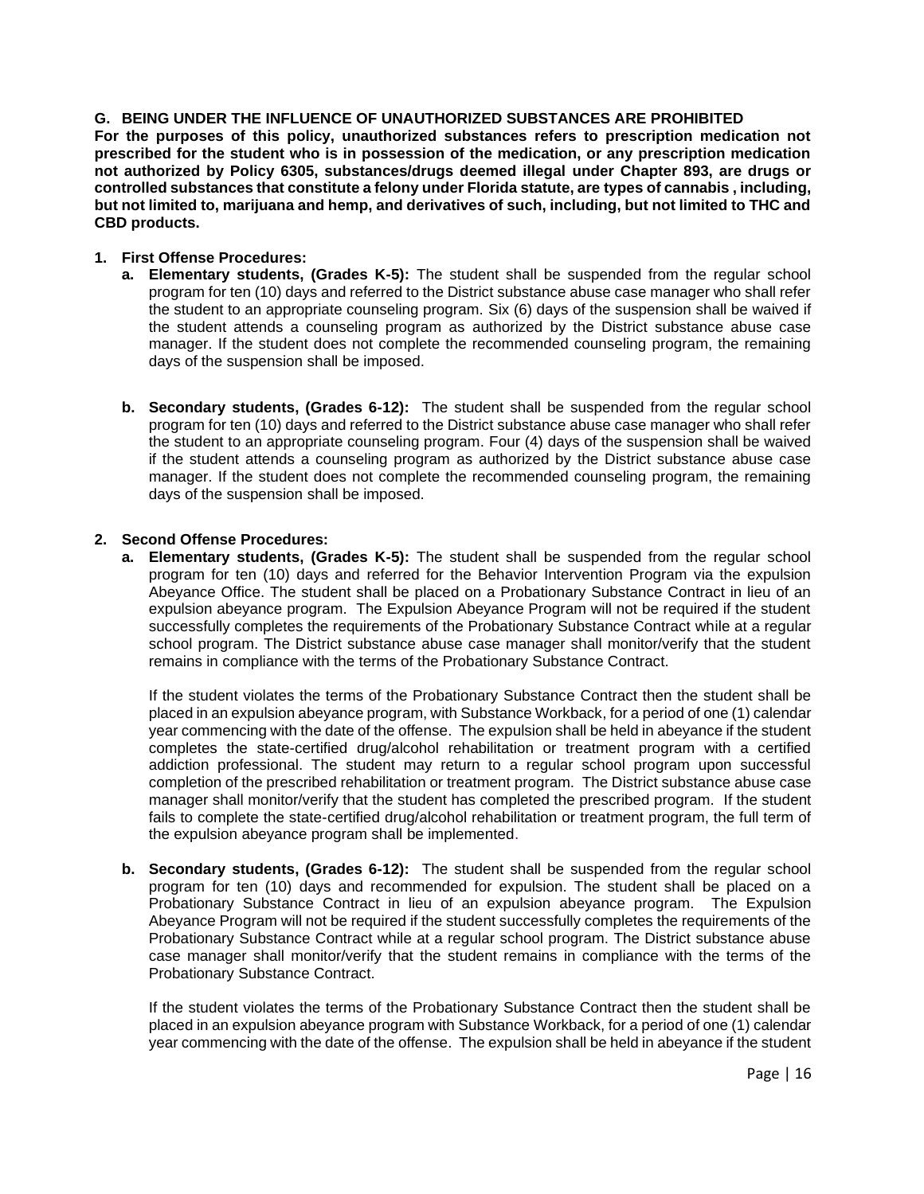### G. BEING UNDER THE INFLUENCE OF UNAUTHORIZED SUBSTANCES ARE PROHIBITED

**For the purposes of this policy, unauthorized substances refers to prescription medication not prescribed for the student who is in possession of the medication, or any prescription medication not authorized by Policy 6305, substances/drugs deemed illegal under Chapter 893, are drugs or controlled substances that constitute a felony under Florida statute, are types of cannabis , including, but not limited to, marijuana and hemp, and derivatives of such, including, but not limited to THC and CBD products.**

1. **First Offense Procedures:**
   a. **Elementary students, (Grades K-5):** The student shall be suspended from the regular school program for ten (10) days and referred to the District substance abuse case manager who shall refer the student to an appropriate counseling program. Six (6) days of the suspension shall be waived if the student attends a counseling program as authorized by the District substance abuse case manager. If the student does not complete the recommended counseling program, the remaining days of the suspension shall be imposed.

   b. **Secondary students, (Grades 6-12):** The student shall be suspended from the regular school program for ten (10) days and referred to the District substance abuse case manager who shall refer the student to an appropriate counseling program. Four (4) days of the suspension shall be waived if the student attends a counseling program as authorized by the District substance abuse case manager. If the student does not complete the recommended counseling program, the remaining days of the suspension shall be imposed.

2. **Second Offense Procedures:**
   a. **Elementary students, (Grades K-5):** The student shall be suspended from the regular school program for ten (10) days and referred for the Behavior Intervention Program via the expulsion Abeyance Office. The student shall be placed on a Probationary Substance Contract in lieu of an expulsion abeyance program. The Expulsion Abeyance Program will not be required if the student successfully completes the requirements of the Probationary Substance Contract while at a regular school program. The District substance abuse case manager shall monitor/verify that the student remains in compliance with the terms of the Probationary Substance Contract.

      If the student violates the terms of the Probationary Substance Contract then the student shall be placed in an expulsion abeyance program, with Substance Workback, for a period of one (1) calendar year commencing with the date of the offense. The expulsion shall be held in abeyance if the student completes the state-certified drug/alcohol rehabilitation or treatment program with a certified addiction professional. The student may return to a regular school program upon successful completion of the prescribed rehabilitation or treatment program. The District substance abuse case manager shall monitor/verify that the student has completed the prescribed program. If the student fails to complete the state-certified drug/alcohol rehabilitation or treatment program, the full term of the expulsion abeyance program shall be implemented.

   b. **Secondary students, (Grades 6-12):** The student shall be suspended from the regular school program for ten (10) days and recommended for expulsion. The student shall be placed on a Probationary Substance Contract in lieu of an expulsion abeyance program. The Expulsion Abeyance Program will not be required if the student successfully completes the requirements of the Probationary Substance Contract while at a regular school program. The District substance abuse case manager shall monitor/verify that the student remains in compliance with the terms of the Probationary Substance Contract.

      If the student violates the terms of the Probationary Substance Contract then the student shall be placed in an expulsion abeyance program with Substance Workback, for a period of one (1) calendar year commencing with the date of the offense. The expulsion shall be held in abeyance if the student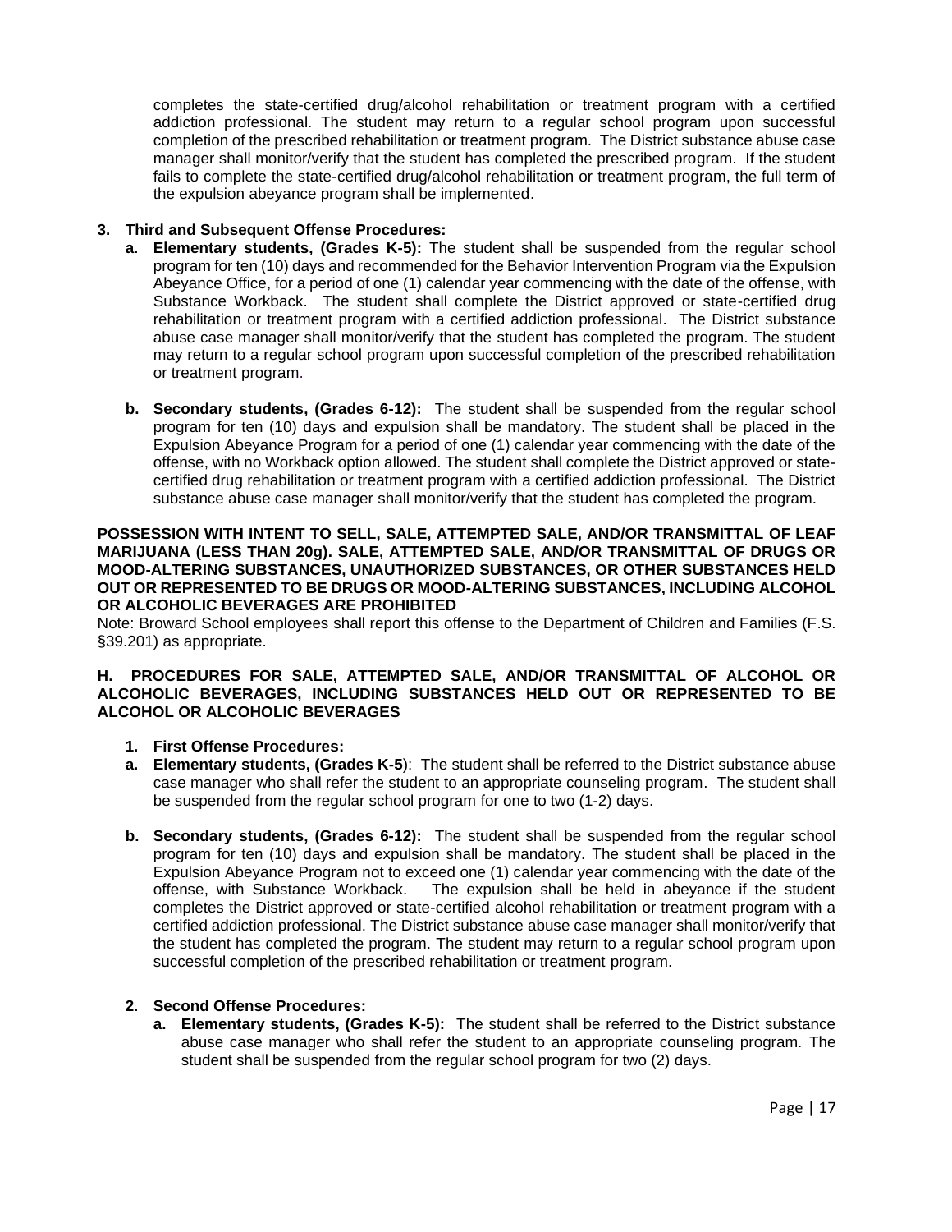completes the state-certified drug/alcohol rehabilitation or treatment program with a certified addiction professional. The student may return to a regular school program upon successful completion of the prescribed rehabilitation or treatment program. The District substance abuse case manager shall monitor/verify that the student has completed the prescribed program. If the student fails to complete the state-certified drug/alcohol rehabilitation or treatment program, the full term of the expulsion abeyance program shall be implemented.

**3. Third and Subsequent Offense Procedures:**

- **a. Elementary students, (Grades K-5):** The student shall be suspended from the regular school program for ten (10) days and recommended for the Behavior Intervention Program via the Expulsion Abeyance Office, for a period of one (1) calendar year commencing with the date of the offense, with Substance Workback. The student shall complete the District approved or state-certified drug rehabilitation or treatment program with a certified addiction professional. The District substance abuse case manager shall monitor/verify that the student has completed the program. The student may return to a regular school program upon successful completion of the prescribed rehabilitation or treatment program.

- **b. Secondary students, (Grades 6-12):** The student shall be suspended from the regular school program for ten (10) days and expulsion shall be mandatory. The student shall be placed in the Expulsion Abeyance Program for a period of one (1) calendar year commencing with the date of the offense, with no Workback option allowed. The student shall complete the District approved or state-certified drug rehabilitation or treatment program with a certified addiction professional. The District substance abuse case manager shall monitor/verify that the student has completed the program.

**POSSESSION WITH INTENT TO SELL, SALE, ATTEMPTED SALE, AND/OR TRANSMITTAL OF LEAF MARIJUANA (LESS THAN 20g). SALE, ATTEMPTED SALE, AND/OR TRANSMITTAL OF DRUGS OR MOOD-ALTERING SUBSTANCES, UNAUTHORIZED SUBSTANCES, OR OTHER SUBSTANCES HELD OUT OR REPRESENTED TO BE DRUGS OR MOOD-ALTERING SUBSTANCES, INCLUDING ALCOHOL OR ALCOHOLIC BEVERAGES ARE PROHIBITED**

Note: Broward School employees shall report this offense to the Department of Children and Families (F.S. §39.201) as appropriate.

**H. PROCEDURES FOR SALE, ATTEMPTED SALE, AND/OR TRANSMITTAL OF ALCOHOL OR ALCOHOLIC BEVERAGES, INCLUDING SUBSTANCES HELD OUT OR REPRESENTED TO BE ALCOHOL OR ALCOHOLIC BEVERAGES**

**1. First Offense Procedures:**

- **a. Elementary students, (Grades K-5**): The student shall be referred to the District substance abuse case manager who shall refer the student to an appropriate counseling program. The student shall be suspended from the regular school program for one to two (1-2) days.

- **b. Secondary students, (Grades 6-12):** The student shall be suspended from the regular school program for ten (10) days and expulsion shall be mandatory. The student shall be placed in the Expulsion Abeyance Program not to exceed one (1) calendar year commencing with the date of the offense, with Substance Workback. The expulsion shall be held in abeyance if the student completes the District approved or state-certified alcohol rehabilitation or treatment program with a certified addiction professional. The District substance abuse case manager shall monitor/verify that the student has completed the program. The student may return to a regular school program upon successful completion of the prescribed rehabilitation or treatment program.

**2. Second Offense Procedures:**

- **a. Elementary students, (Grades K-5):** The student shall be referred to the District substance abuse case manager who shall refer the student to an appropriate counseling program. The student shall be suspended from the regular school program for two (2) days.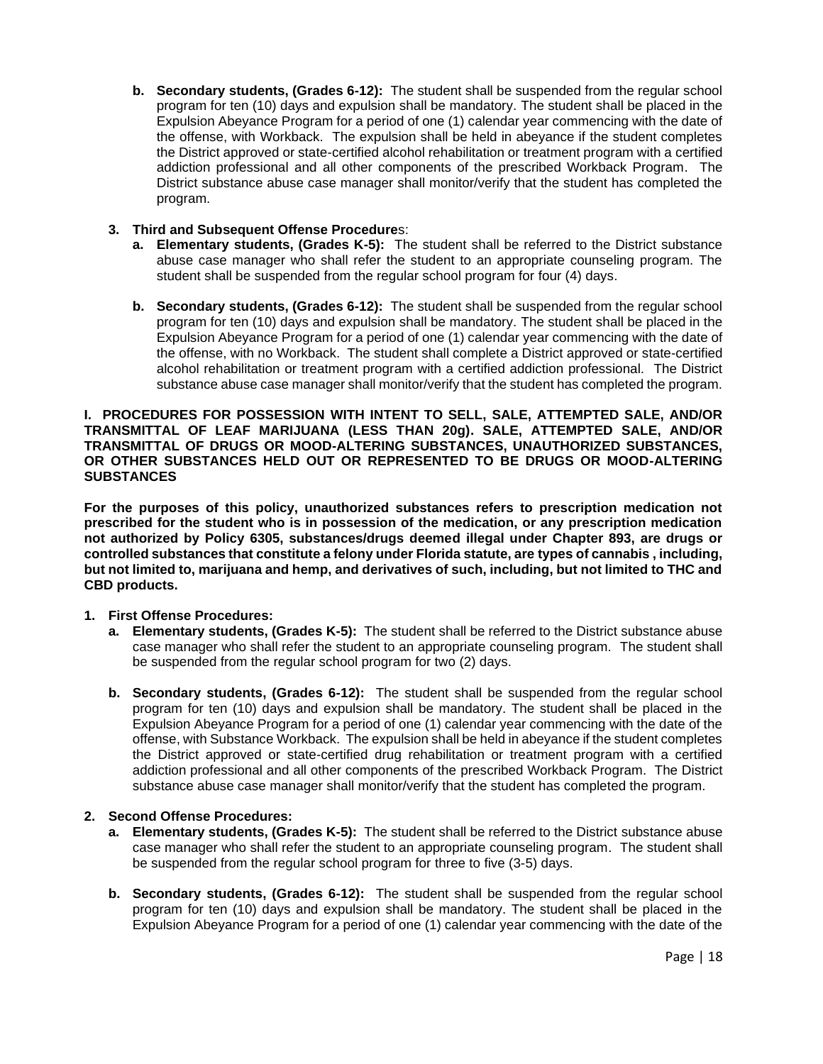b. **Secondary students, (Grades 6-12):** The student shall be suspended from the regular school program for ten (10) days and expulsion shall be mandatory. The student shall be placed in the Expulsion Abeyance Program for a period of one (1) calendar year commencing with the date of the offense, with Workback. The expulsion shall be held in abeyance if the student completes the District approved or state-certified alcohol rehabilitation or treatment program with a certified addiction professional and all other components of the prescribed Workback Program. The District substance abuse case manager shall monitor/verify that the student has completed the program.

3. **Third and Subsequent Offense Procedure**s:
   a. **Elementary students, (Grades K-5):** The student shall be referred to the District substance abuse case manager who shall refer the student to an appropriate counseling program. The student shall be suspended from the regular school program for four (4) days.

   b. **Secondary students, (Grades 6-12):** The student shall be suspended from the regular school program for ten (10) days and expulsion shall be mandatory. The student shall be placed in the Expulsion Abeyance Program for a period of one (1) calendar year commencing with the date of the offense, with no Workback. The student shall complete a District approved or state-certified alcohol rehabilitation or treatment program with a certified addiction professional. The District substance abuse case manager shall monitor/verify that the student has completed the program.

**I. PROCEDURES FOR POSSESSION WITH INTENT TO SELL, SALE, ATTEMPTED SALE, AND/OR TRANSMITTAL OF LEAF MARIJUANA (LESS THAN 20g). SALE, ATTEMPTED SALE, AND/OR TRANSMITTAL OF DRUGS OR MOOD-ALTERING SUBSTANCES, UNAUTHORIZED SUBSTANCES, OR OTHER SUBSTANCES HELD OUT OR REPRESENTED TO BE DRUGS OR MOOD-ALTERING SUBSTANCES**

**For the purposes of this policy, unauthorized substances refers to prescription medication not prescribed for the student who is in possession of the medication, or any prescription medication not authorized by Policy 6305, substances/drugs deemed illegal under Chapter 893, are drugs or controlled substances that constitute a felony under Florida statute, are types of cannabis , including, but not limited to, marijuana and hemp, and derivatives of such, including, but not limited to THC and CBD products.**

1. **First Offense Procedures:**
   a. **Elementary students, (Grades K-5):** The student shall be referred to the District substance abuse case manager who shall refer the student to an appropriate counseling program. The student shall be suspended from the regular school program for two (2) days.

   b. **Secondary students, (Grades 6-12):** The student shall be suspended from the regular school program for ten (10) days and expulsion shall be mandatory. The student shall be placed in the Expulsion Abeyance Program for a period of one (1) calendar year commencing with the date of the offense, with Substance Workback. The expulsion shall be held in abeyance if the student completes the District approved or state-certified drug rehabilitation or treatment program with a certified addiction professional and all other components of the prescribed Workback Program. The District substance abuse case manager shall monitor/verify that the student has completed the program.

2. **Second Offense Procedures:**
   a. **Elementary students, (Grades K-5):** The student shall be referred to the District substance abuse case manager who shall refer the student to an appropriate counseling program. The student shall be suspended from the regular school program for three to five (3-5) days.

   b. **Secondary students, (Grades 6-12):** The student shall be suspended from the regular school program for ten (10) days and expulsion shall be mandatory. The student shall be placed in the Expulsion Abeyance Program for a period of one (1) calendar year commencing with the date of the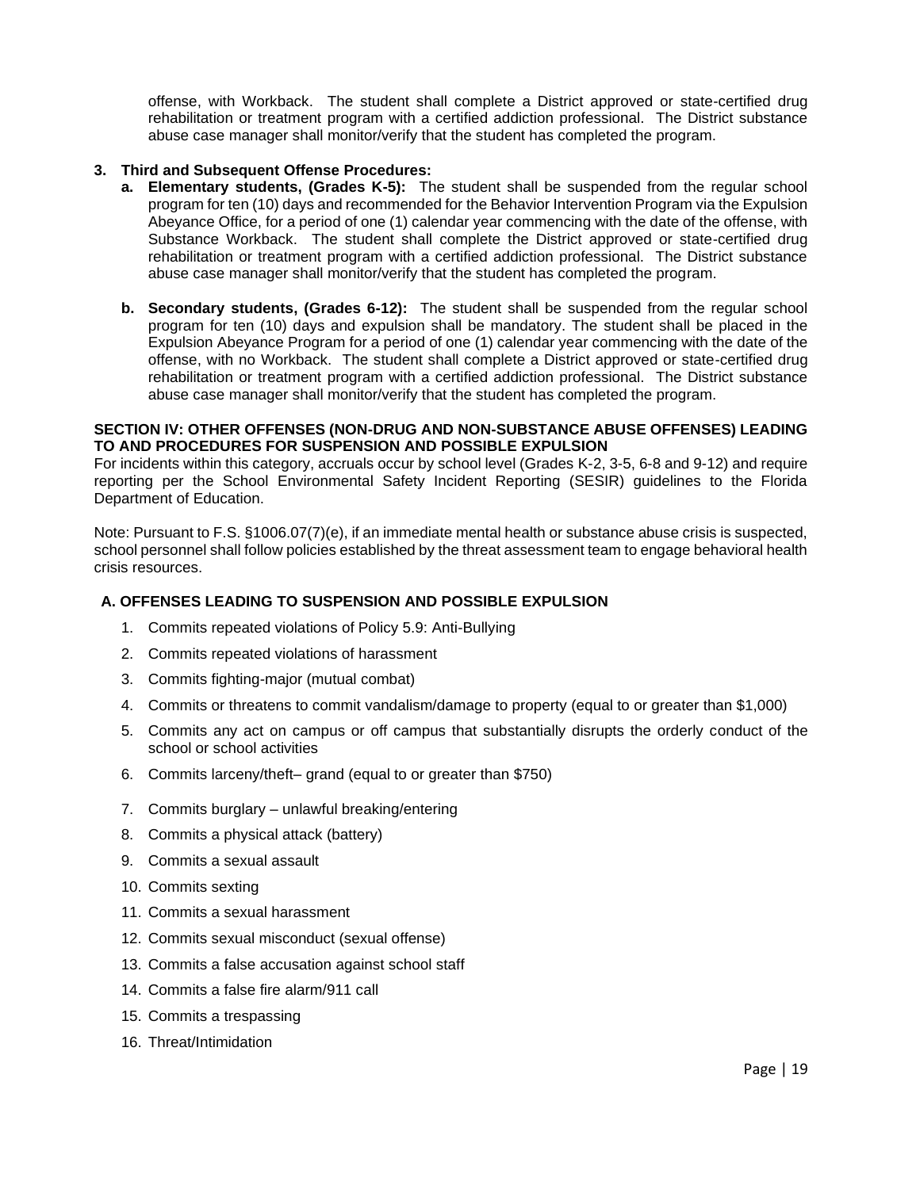offense, with Workback. The student shall complete a District approved or state-certified drug rehabilitation or treatment program with a certified addiction professional. The District substance abuse case manager shall monitor/verify that the student has completed the program.

**3. Third and Subsequent Offense Procedures:**

**a. Elementary students, (Grades K-5):** The student shall be suspended from the regular school program for ten (10) days and recommended for the Behavior Intervention Program via the Expulsion Abeyance Office, for a period of one (1) calendar year commencing with the date of the offense, with Substance Workback. The student shall complete the District approved or state-certified drug rehabilitation or treatment program with a certified addiction professional. The District substance abuse case manager shall monitor/verify that the student has completed the program.

**b. Secondary students, (Grades 6-12):** The student shall be suspended from the regular school program for ten (10) days and expulsion shall be mandatory. The student shall be placed in the Expulsion Abeyance Program for a period of one (1) calendar year commencing with the date of the offense, with no Workback. The student shall complete a District approved or state-certified drug rehabilitation or treatment program with a certified addiction professional. The District substance abuse case manager shall monitor/verify that the student has completed the program.

## SECTION IV: OTHER OFFENSES (NON-DRUG AND NON-SUBSTANCE ABUSE OFFENSES) LEADING TO AND PROCEDURES FOR SUSPENSION AND POSSIBLE EXPULSION

For incidents within this category, accruals occur by school level (Grades K-2, 3-5, 6-8 and 9-12) and require reporting per the School Environmental Safety Incident Reporting (SESIR) guidelines to the Florida Department of Education.

Note: Pursuant to F.S. §1006.07(7)(e), if an immediate mental health or substance abuse crisis is suspected, school personnel shall follow policies established by the threat assessment team to engage behavioral health crisis resources.

### A. OFFENSES LEADING TO SUSPENSION AND POSSIBLE EXPULSION

1. Commits repeated violations of Policy 5.9: Anti-Bullying
2. Commits repeated violations of harassment
3. Commits fighting-major (mutual combat)
4. Commits or threatens to commit vandalism/damage to property (equal to or greater than $1,000)
5. Commits any act on campus or off campus that substantially disrupts the orderly conduct of the school or school activities
6. Commits larceny/theft– grand (equal to or greater than $750)
7. Commits burglary – unlawful breaking/entering
8. Commits a physical attack (battery)
9. Commits a sexual assault
10. Commits sexting
11. Commits a sexual harassment
12. Commits sexual misconduct (sexual offense)
13. Commits a false accusation against school staff
14. Commits a false fire alarm/911 call
15. Commits a trespassing
16. Threat/Intimidation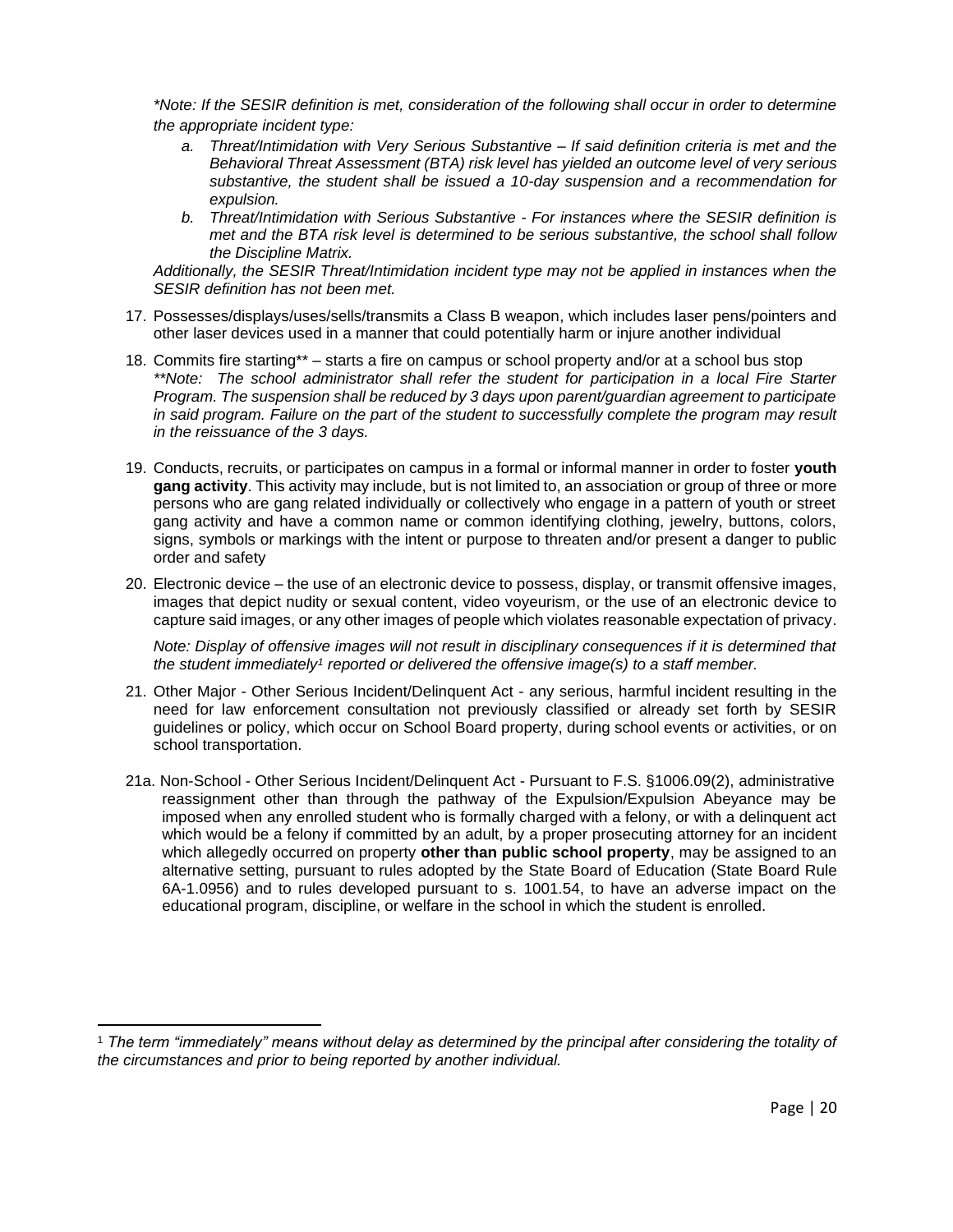*\*Note: If the SESIR definition is met, consideration of the following shall occur in order to determine the appropriate incident type:*

- *a. Threat/Intimidation with Very Serious Substantive – If said definition criteria is met and the Behavioral Threat Assessment (BTA) risk level has yielded an outcome level of very serious substantive, the student shall be issued a 10-day suspension and a recommendation for expulsion.*
- *b. Threat/Intimidation with Serious Substantive - For instances where the SESIR definition is met and the BTA risk level is determined to be serious substantive, the school shall follow the Discipline Matrix.*

*Additionally, the SESIR Threat/Intimidation incident type may not be applied in instances when the SESIR definition has not been met.*

17. Possesses/displays/uses/sells/transmits a Class B weapon, which includes laser pens/pointers and other laser devices used in a manner that could potentially harm or injure another individual

18. Commits fire starting** – starts a fire on campus or school property and/or at a school bus stop
    *\*\*Note: The school administrator shall refer the student for participation in a local Fire Starter Program. The suspension shall be reduced by 3 days upon parent/guardian agreement to participate in said program. Failure on the part of the student to successfully complete the program may result in the reissuance of the 3 days.*

19. Conducts, recruits, or participates on campus in a formal or informal manner in order to foster **youth gang activity**. This activity may include, but is not limited to, an association or group of three or more persons who are gang related individually or collectively who engage in a pattern of youth or street gang activity and have a common name or common identifying clothing, jewelry, buttons, colors, signs, symbols or markings with the intent or purpose to threaten and/or present a danger to public order and safety

20. Electronic device – the use of an electronic device to possess, display, or transmit offensive images, images that depict nudity or sexual content, video voyeurism, or the use of an electronic device to capture said images, or any other images of people which violates reasonable expectation of privacy.

    *Note: Display of offensive images will not result in disciplinary consequences if it is determined that the student immediately[1] reported or delivered the offensive image(s) to a staff member.*

21. Other Major - Other Serious Incident/Delinquent Act - any serious, harmful incident resulting in the need for law enforcement consultation not previously classified or already set forth by SESIR guidelines or policy, which occur on School Board property, during school events or activities, or on school transportation.

21a. Non-School - Other Serious Incident/Delinquent Act - Pursuant to F.S. §1006.09(2), administrative reassignment other than through the pathway of the Expulsion/Expulsion Abeyance may be imposed when any enrolled student who is formally charged with a felony, or with a delinquent act which would be a felony if committed by an adult, by a proper prosecuting attorney for an incident which allegedly occurred on property **other than public school property**, may be assigned to an alternative setting, pursuant to rules adopted by the State Board of Education (State Board Rule 6A-1.0956) and to rules developed pursuant to s. 1001.54, to have an adverse impact on the educational program, discipline, or welfare in the school in which the student is enrolled.

[1] *The term "immediately" means without delay as determined by the principal after considering the totality of the circumstances and prior to being reported by another individual.*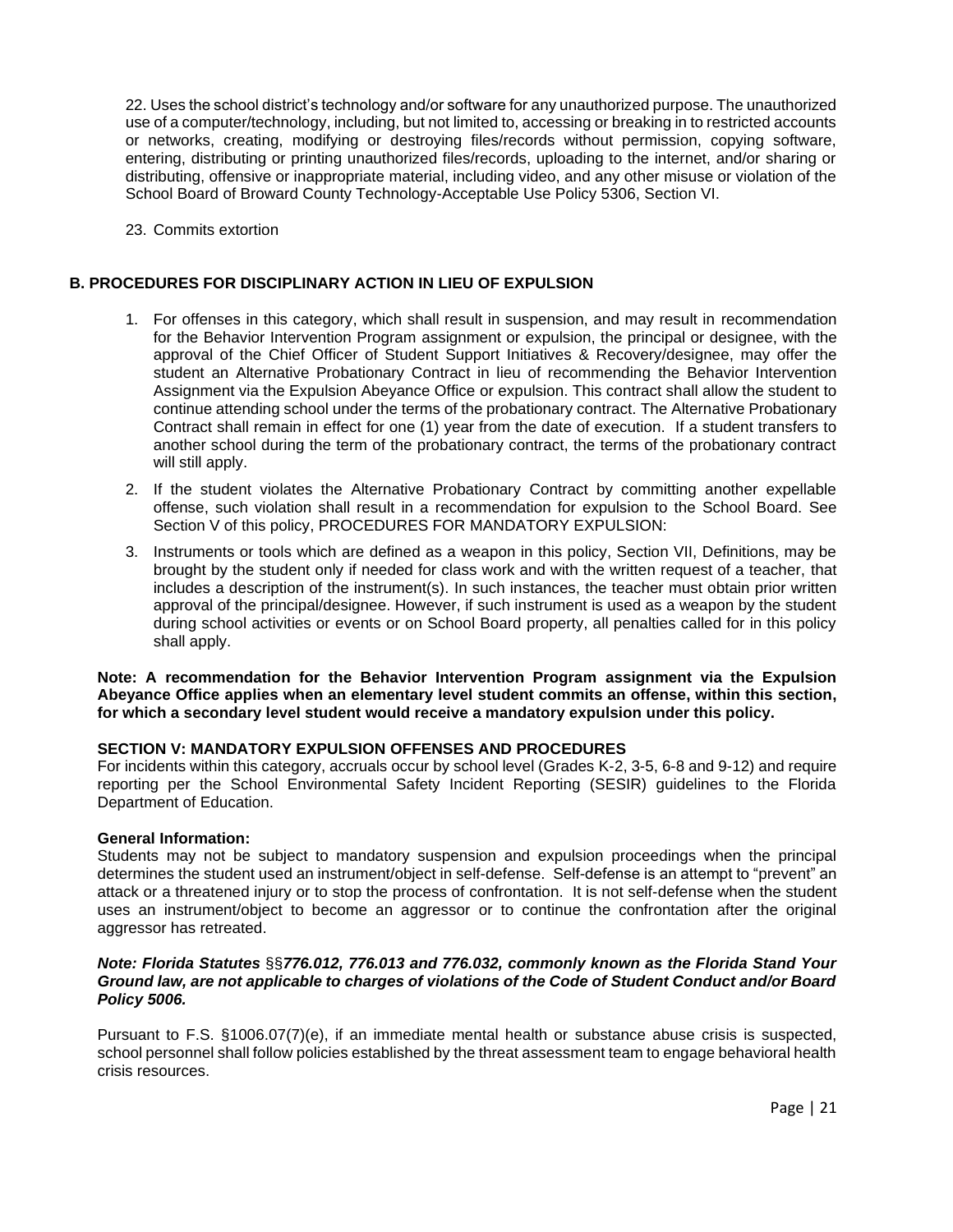22. Uses the school district's technology and/or software for any unauthorized purpose. The unauthorized use of a computer/technology, including, but not limited to, accessing or breaking in to restricted accounts or networks, creating, modifying or destroying files/records without permission, copying software, entering, distributing or printing unauthorized files/records, uploading to the internet, and/or sharing or distributing, offensive or inappropriate material, including video, and any other misuse or violation of the School Board of Broward County Technology-Acceptable Use Policy 5306, Section VI.

23. Commits extortion

## B. PROCEDURES FOR DISCIPLINARY ACTION IN LIEU OF EXPULSION

1. For offenses in this category, which shall result in suspension, and may result in recommendation for the Behavior Intervention Program assignment or expulsion, the principal or designee, with the approval of the Chief Officer of Student Support Initiatives & Recovery/designee, may offer the student an Alternative Probationary Contract in lieu of recommending the Behavior Intervention Assignment via the Expulsion Abeyance Office or expulsion. This contract shall allow the student to continue attending school under the terms of the probationary contract. The Alternative Probationary Contract shall remain in effect for one (1) year from the date of execution. If a student transfers to another school during the term of the probationary contract, the terms of the probationary contract will still apply.
2. If the student violates the Alternative Probationary Contract by committing another expellable offense, such violation shall result in a recommendation for expulsion to the School Board. See Section V of this policy, PROCEDURES FOR MANDATORY EXPULSION:
3. Instruments or tools which are defined as a weapon in this policy, Section VII, Definitions, may be brought by the student only if needed for class work and with the written request of a teacher, that includes a description of the instrument(s). In such instances, the teacher must obtain prior written approval of the principal/designee. However, if such instrument is used as a weapon by the student during school activities or events or on School Board property, all penalties called for in this policy shall apply.

**Note: A recommendation for the Behavior Intervention Program assignment via the Expulsion Abeyance Office applies when an elementary level student commits an offense, within this section, for which a secondary level student would receive a mandatory expulsion under this policy.**

### SECTION V: MANDATORY EXPULSION OFFENSES AND PROCEDURES

For incidents within this category, accruals occur by school level (Grades K-2, 3-5, 6-8 and 9-12) and require reporting per the School Environmental Safety Incident Reporting (SESIR) guidelines to the Florida Department of Education.

**General Information:**

Students may not be subject to mandatory suspension and expulsion proceedings when the principal determines the student used an instrument/object in self-defense. Self-defense is an attempt to "prevent" an attack or a threatened injury or to stop the process of confrontation. It is not self-defense when the student uses an instrument/object to become an aggressor or to continue the confrontation after the original aggressor has retreated.

***Note: Florida Statutes §§776.012, 776.013 and 776.032, commonly known as the Florida Stand Your Ground law, are not applicable to charges of violations of the Code of Student Conduct and/or Board Policy 5006.***

Pursuant to F.S. §1006.07(7)(e), if an immediate mental health or substance abuse crisis is suspected, school personnel shall follow policies established by the threat assessment team to engage behavioral health crisis resources.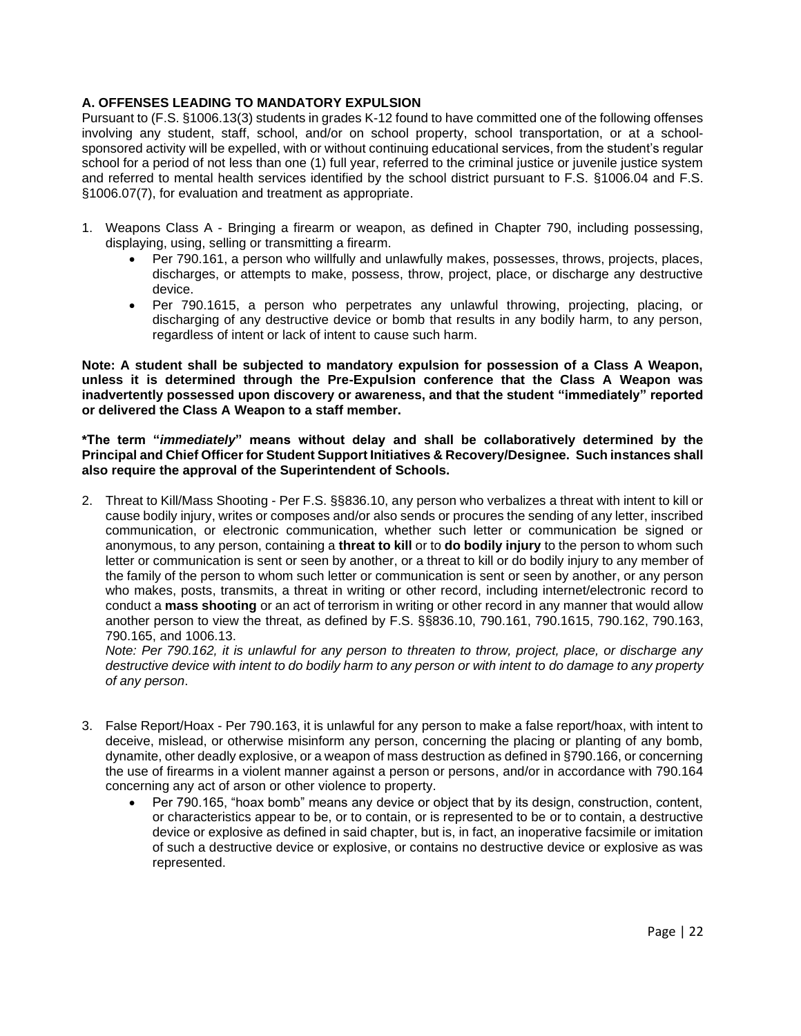### A. OFFENSES LEADING TO MANDATORY EXPULSION

Pursuant to (F.S. §1006.13(3) students in grades K-12 found to have committed one of the following offenses involving any student, staff, school, and/or on school property, school transportation, or at a school-sponsored activity will be expelled, with or without continuing educational services, from the student's regular school for a period of not less than one (1) full year, referred to the criminal justice or juvenile justice system and referred to mental health services identified by the school district pursuant to F.S. §1006.04 and F.S. §1006.07(7), for evaluation and treatment as appropriate.

1. Weapons Class A - Bringing a firearm or weapon, as defined in Chapter 790, including possessing, displaying, using, selling or transmitting a firearm.
   - Per 790.161, a person who willfully and unlawfully makes, possesses, throws, projects, places, discharges, or attempts to make, possess, throw, project, place, or discharge any destructive device.
   - Per 790.1615, a person who perpetrates any unlawful throwing, projecting, placing, or discharging of any destructive device or bomb that results in any bodily harm, to any person, regardless of intent or lack of intent to cause such harm.

**Note: A student shall be subjected to mandatory expulsion for possession of a Class A Weapon, unless it is determined through the Pre-Expulsion conference that the Class A Weapon was inadvertently possessed upon discovery or awareness, and that the student "immediately" reported or delivered the Class A Weapon to a staff member.**

**\*The term "*immediately*" means without delay and shall be collaboratively determined by the Principal and Chief Officer for Student Support Initiatives & Recovery/Designee. Such instances shall also require the approval of the Superintendent of Schools.**

2. Threat to Kill/Mass Shooting - Per F.S. §§836.10, any person who verbalizes a threat with intent to kill or cause bodily injury, writes or composes and/or also sends or procures the sending of any letter, inscribed communication, or electronic communication, whether such letter or communication be signed or anonymous, to any person, containing a **threat to kill** or to **do bodily injury** to the person to whom such letter or communication is sent or seen by another, or a threat to kill or do bodily injury to any member of the family of the person to whom such letter or communication is sent or seen by another, or any person who makes, posts, transmits, a threat in writing or other record, including internet/electronic record to conduct a **mass shooting** or an act of terrorism in writing or other record in any manner that would allow another person to view the threat, as defined by F.S. §§836.10, 790.161, 790.1615, 790.162, 790.163, 790.165, and 1006.13.

   *Note: Per 790.162, it is unlawful for any person to threaten to throw, project, place, or discharge any destructive device with intent to do bodily harm to any person or with intent to do damage to any property of any person*.

3. False Report/Hoax - Per 790.163, it is unlawful for any person to make a false report/hoax, with intent to deceive, mislead, or otherwise misinform any person, concerning the placing or planting of any bomb, dynamite, other deadly explosive, or a weapon of mass destruction as defined in §790.166, or concerning the use of firearms in a violent manner against a person or persons, and/or in accordance with 790.164 concerning any act of arson or other violence to property.
   - Per 790.165, "hoax bomb" means any device or object that by its design, construction, content, or characteristics appear to be, or to contain, or is represented to be or to contain, a destructive device or explosive as defined in said chapter, but is, in fact, an inoperative facsimile or imitation of such a destructive device or explosive, or contains no destructive device or explosive as was represented.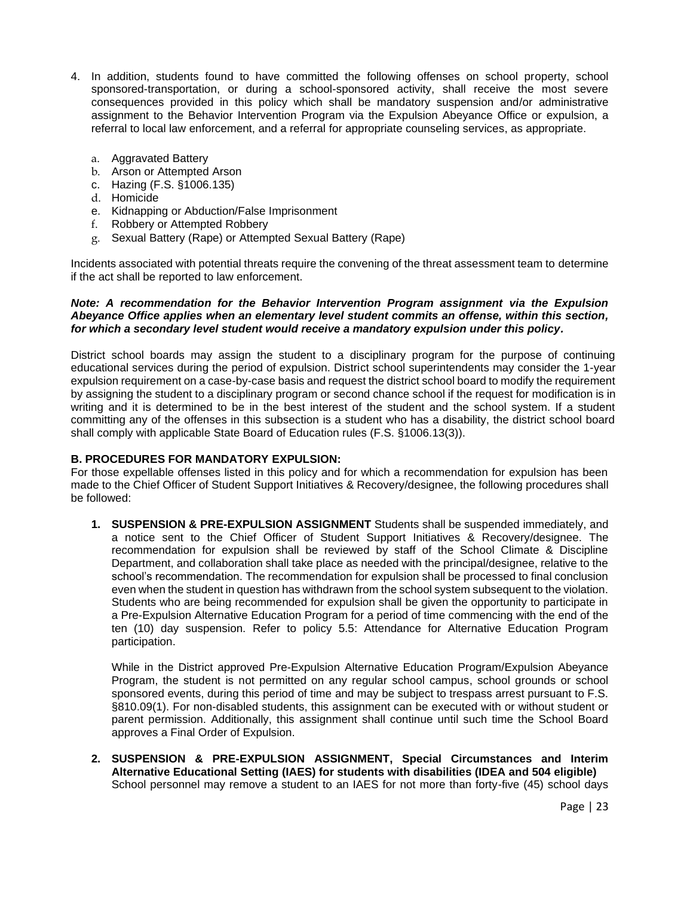4. In addition, students found to have committed the following offenses on school property, school sponsored-transportation, or during a school-sponsored activity, shall receive the most severe consequences provided in this policy which shall be mandatory suspension and/or administrative assignment to the Behavior Intervention Program via the Expulsion Abeyance Office or expulsion, a referral to local law enforcement, and a referral for appropriate counseling services, as appropriate.

   a. Aggravated Battery
   b. Arson or Attempted Arson
   c. Hazing (F.S. §1006.135)
   d. Homicide
   e. Kidnapping or Abduction/False Imprisonment
   f. Robbery or Attempted Robbery
   g. Sexual Battery (Rape) or Attempted Sexual Battery (Rape)

Incidents associated with potential threats require the convening of the threat assessment team to determine if the act shall be reported to law enforcement.

***Note: A recommendation for the Behavior Intervention Program assignment via the Expulsion Abeyance Office applies when an elementary level student commits an offense, within this section, for which a secondary level student would receive a mandatory expulsion under this policy.***

District school boards may assign the student to a disciplinary program for the purpose of continuing educational services during the period of expulsion. District school superintendents may consider the 1-year expulsion requirement on a case-by-case basis and request the district school board to modify the requirement by assigning the student to a disciplinary program or second chance school if the request for modification is in writing and it is determined to be in the best interest of the student and the school system. If a student committing any of the offenses in this subsection is a student who has a disability, the district school board shall comply with applicable State Board of Education rules (F.S. §1006.13(3)).

**B. PROCEDURES FOR MANDATORY EXPULSION:**

For those expellable offenses listed in this policy and for which a recommendation for expulsion has been made to the Chief Officer of Student Support Initiatives & Recovery/designee, the following procedures shall be followed:

1. **SUSPENSION & PRE-EXPULSION ASSIGNMENT** Students shall be suspended immediately, and a notice sent to the Chief Officer of Student Support Initiatives & Recovery/designee. The recommendation for expulsion shall be reviewed by staff of the School Climate & Discipline Department, and collaboration shall take place as needed with the principal/designee, relative to the school's recommendation. The recommendation for expulsion shall be processed to final conclusion even when the student in question has withdrawn from the school system subsequent to the violation. Students who are being recommended for expulsion shall be given the opportunity to participate in a Pre-Expulsion Alternative Education Program for a period of time commencing with the end of the ten (10) day suspension. Refer to policy 5.5: Attendance for Alternative Education Program participation.

   While in the District approved Pre-Expulsion Alternative Education Program/Expulsion Abeyance Program, the student is not permitted on any regular school campus, school grounds or school sponsored events, during this period of time and may be subject to trespass arrest pursuant to F.S. §810.09(1). For non-disabled students, this assignment can be executed with or without student or parent permission. Additionally, this assignment shall continue until such time the School Board approves a Final Order of Expulsion.

2. **SUSPENSION & PRE-EXPULSION ASSIGNMENT, Special Circumstances and Interim Alternative Educational Setting (IAES) for students with disabilities (IDEA and 504 eligible)** School personnel may remove a student to an IAES for not more than forty-five (45) school days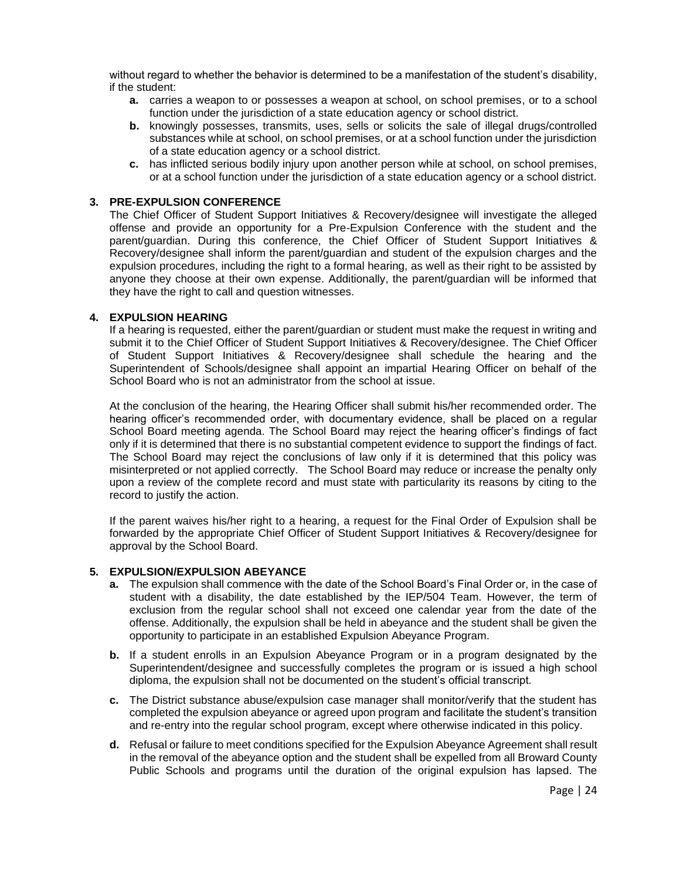without regard to whether the behavior is determined to be a manifestation of the student's disability, if the student:

- **a.** carries a weapon to or possesses a weapon at school, on school premises, or to a school function under the jurisdiction of a state education agency or school district.
- **b.** knowingly possesses, transmits, uses, sells or solicits the sale of illegal drugs/controlled substances while at school, on school premises, or at a school function under the jurisdiction of a state education agency or school district.
- **c.** has inflicted serious bodily injury upon another person while at school, on school premises, or at a school function under the jurisdiction of a state education agency or a school district.

### 3. PRE-EXPULSION CONFERENCE

The Chief Officer of Student Support Initiatives & Recovery/designee will investigate the alleged offense and provide an opportunity for a Pre-Expulsion Conference with the student and the parent/guardian. During this conference, the Chief Officer of Student Support Initiatives & Recovery/designee shall inform the parent/guardian and student of the expulsion charges and the expulsion procedures, including the right to a formal hearing, as well as their right to be assisted by anyone they choose at their own expense. Additionally, the parent/guardian will be informed that they have the right to call and question witnesses.

### 4. EXPULSION HEARING

If a hearing is requested, either the parent/guardian or student must make the request in writing and submit it to the Chief Officer of Student Support Initiatives & Recovery/designee. The Chief Officer of Student Support Initiatives & Recovery/designee shall schedule the hearing and the Superintendent of Schools/designee shall appoint an impartial Hearing Officer on behalf of the School Board who is not an administrator from the school at issue.

At the conclusion of the hearing, the Hearing Officer shall submit his/her recommended order. The hearing officer's recommended order, with documentary evidence, shall be placed on a regular School Board meeting agenda. The School Board may reject the hearing officer's findings of fact only if it is determined that there is no substantial competent evidence to support the findings of fact. The School Board may reject the conclusions of law only if it is determined that this policy was misinterpreted or not applied correctly. The School Board may reduce or increase the penalty only upon a review of the complete record and must state with particularity its reasons by citing to the record to justify the action.

If the parent waives his/her right to a hearing, a request for the Final Order of Expulsion shall be forwarded by the appropriate Chief Officer of Student Support Initiatives & Recovery/designee for approval by the School Board.

### 5. EXPULSION/EXPULSION ABEYANCE

- **a.** The expulsion shall commence with the date of the School Board's Final Order or, in the case of student with a disability, the date established by the IEP/504 Team. However, the term of exclusion from the regular school shall not exceed one calendar year from the date of the offense. Additionally, the expulsion shall be held in abeyance and the student shall be given the opportunity to participate in an established Expulsion Abeyance Program.
- **b.** If a student enrolls in an Expulsion Abeyance Program or in a program designated by the Superintendent/designee and successfully completes the program or is issued a high school diploma, the expulsion shall not be documented on the student's official transcript.
- **c.** The District substance abuse/expulsion case manager shall monitor/verify that the student has completed the expulsion abeyance or agreed upon program and facilitate the student's transition and re-entry into the regular school program, except where otherwise indicated in this policy.
- **d.** Refusal or failure to meet conditions specified for the Expulsion Abeyance Agreement shall result in the removal of the abeyance option and the student shall be expelled from all Broward County Public Schools and programs until the duration of the original expulsion has lapsed. The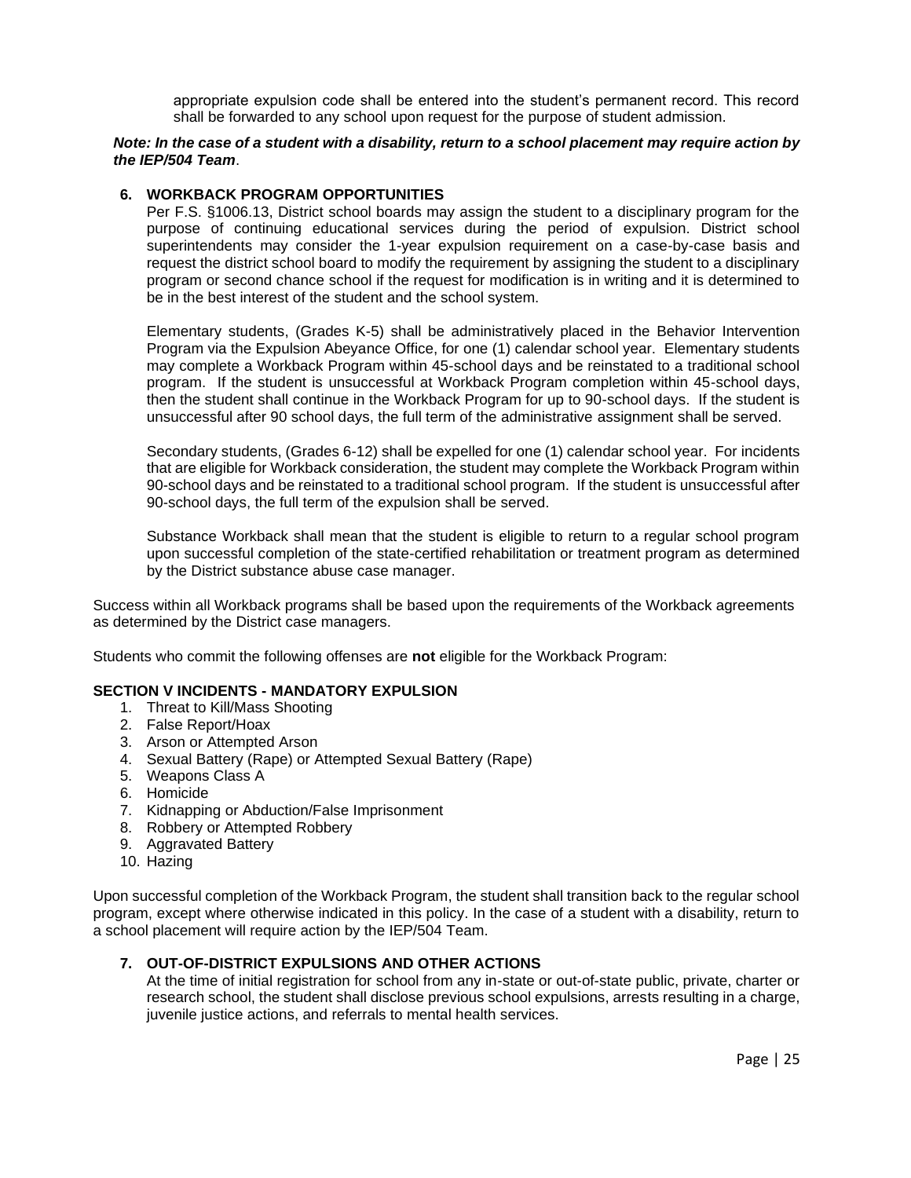appropriate expulsion code shall be entered into the student's permanent record. This record shall be forwarded to any school upon request for the purpose of student admission.

***Note: In the case of a student with a disability, return to a school placement may require action by the IEP/504 Team***.

**6. WORKBACK PROGRAM OPPORTUNITIES**

Per F.S. §1006.13, District school boards may assign the student to a disciplinary program for the purpose of continuing educational services during the period of expulsion. District school superintendents may consider the 1-year expulsion requirement on a case-by-case basis and request the district school board to modify the requirement by assigning the student to a disciplinary program or second chance school if the request for modification is in writing and it is determined to be in the best interest of the student and the school system.

Elementary students, (Grades K-5) shall be administratively placed in the Behavior Intervention Program via the Expulsion Abeyance Office, for one (1) calendar school year. Elementary students may complete a Workback Program within 45-school days and be reinstated to a traditional school program. If the student is unsuccessful at Workback Program completion within 45-school days, then the student shall continue in the Workback Program for up to 90-school days. If the student is unsuccessful after 90 school days, the full term of the administrative assignment shall be served.

Secondary students, (Grades 6-12) shall be expelled for one (1) calendar school year. For incidents that are eligible for Workback consideration, the student may complete the Workback Program within 90-school days and be reinstated to a traditional school program. If the student is unsuccessful after 90-school days, the full term of the expulsion shall be served.

Substance Workback shall mean that the student is eligible to return to a regular school program upon successful completion of the state-certified rehabilitation or treatment program as determined by the District substance abuse case manager.

Success within all Workback programs shall be based upon the requirements of the Workback agreements as determined by the District case managers.

Students who commit the following offenses are **not** eligible for the Workback Program:

**SECTION V INCIDENTS - MANDATORY EXPULSION**

1. Threat to Kill/Mass Shooting
2. False Report/Hoax
3. Arson or Attempted Arson
4. Sexual Battery (Rape) or Attempted Sexual Battery (Rape)
5. Weapons Class A
6. Homicide
7. Kidnapping or Abduction/False Imprisonment
8. Robbery or Attempted Robbery
9. Aggravated Battery
10. Hazing

Upon successful completion of the Workback Program, the student shall transition back to the regular school program, except where otherwise indicated in this policy. In the case of a student with a disability, return to a school placement will require action by the IEP/504 Team.

**7. OUT-OF-DISTRICT EXPULSIONS AND OTHER ACTIONS**

At the time of initial registration for school from any in-state or out-of-state public, private, charter or research school, the student shall disclose previous school expulsions, arrests resulting in a charge, juvenile justice actions, and referrals to mental health services.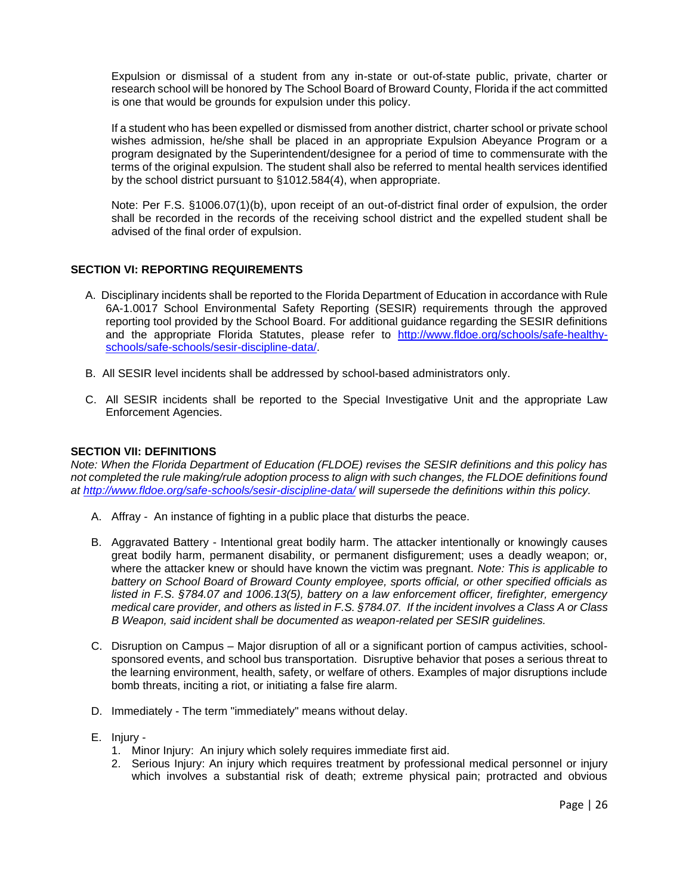Expulsion or dismissal of a student from any in-state or out-of-state public, private, charter or research school will be honored by The School Board of Broward County, Florida if the act committed is one that would be grounds for expulsion under this policy.

If a student who has been expelled or dismissed from another district, charter school or private school wishes admission, he/she shall be placed in an appropriate Expulsion Abeyance Program or a program designated by the Superintendent/designee for a period of time to commensurate with the terms of the original expulsion. The student shall also be referred to mental health services identified by the school district pursuant to §1012.584(4), when appropriate.

Note: Per F.S. §1006.07(1)(b), upon receipt of an out-of-district final order of expulsion, the order shall be recorded in the records of the receiving school district and the expelled student shall be advised of the final order of expulsion.

## SECTION VI: REPORTING REQUIREMENTS

A. Disciplinary incidents shall be reported to the Florida Department of Education in accordance with Rule 6A-1.0017 School Environmental Safety Reporting (SESIR) requirements through the approved reporting tool provided by the School Board. For additional guidance regarding the SESIR definitions and the appropriate Florida Statutes, please refer to http://www.fldoe.org/schools/safe-healthy-schools/safe-schools/sesir-discipline-data/.

B. All SESIR level incidents shall be addressed by school-based administrators only.

C. All SESIR incidents shall be reported to the Special Investigative Unit and the appropriate Law Enforcement Agencies.

## SECTION VII: DEFINITIONS

*Note: When the Florida Department of Education (FLDOE) revises the SESIR definitions and this policy has not completed the rule making/rule adoption process to align with such changes, the FLDOE definitions found at http://www.fldoe.org/safe-schools/sesir-discipline-data/ will supersede the definitions within this policy.*

A. Affray - An instance of fighting in a public place that disturbs the peace.

B. Aggravated Battery - Intentional great bodily harm. The attacker intentionally or knowingly causes great bodily harm, permanent disability, or permanent disfigurement; uses a deadly weapon; or, where the attacker knew or should have known the victim was pregnant. *Note: This is applicable to battery on School Board of Broward County employee, sports official, or other specified officials as listed in F.S. §784.07 and 1006.13(5), battery on a law enforcement officer, firefighter, emergency medical care provider, and others as listed in F.S. §784.07. If the incident involves a Class A or Class B Weapon, said incident shall be documented as weapon-related per SESIR guidelines.*

C. Disruption on Campus – Major disruption of all or a significant portion of campus activities, school-sponsored events, and school bus transportation. Disruptive behavior that poses a serious threat to the learning environment, health, safety, or welfare of others. Examples of major disruptions include bomb threats, inciting a riot, or initiating a false fire alarm.

D. Immediately - The term "immediately" means without delay.

E. Injury -
   1. Minor Injury: An injury which solely requires immediate first aid.
   2. Serious Injury: An injury which requires treatment by professional medical personnel or injury which involves a substantial risk of death; extreme physical pain; protracted and obvious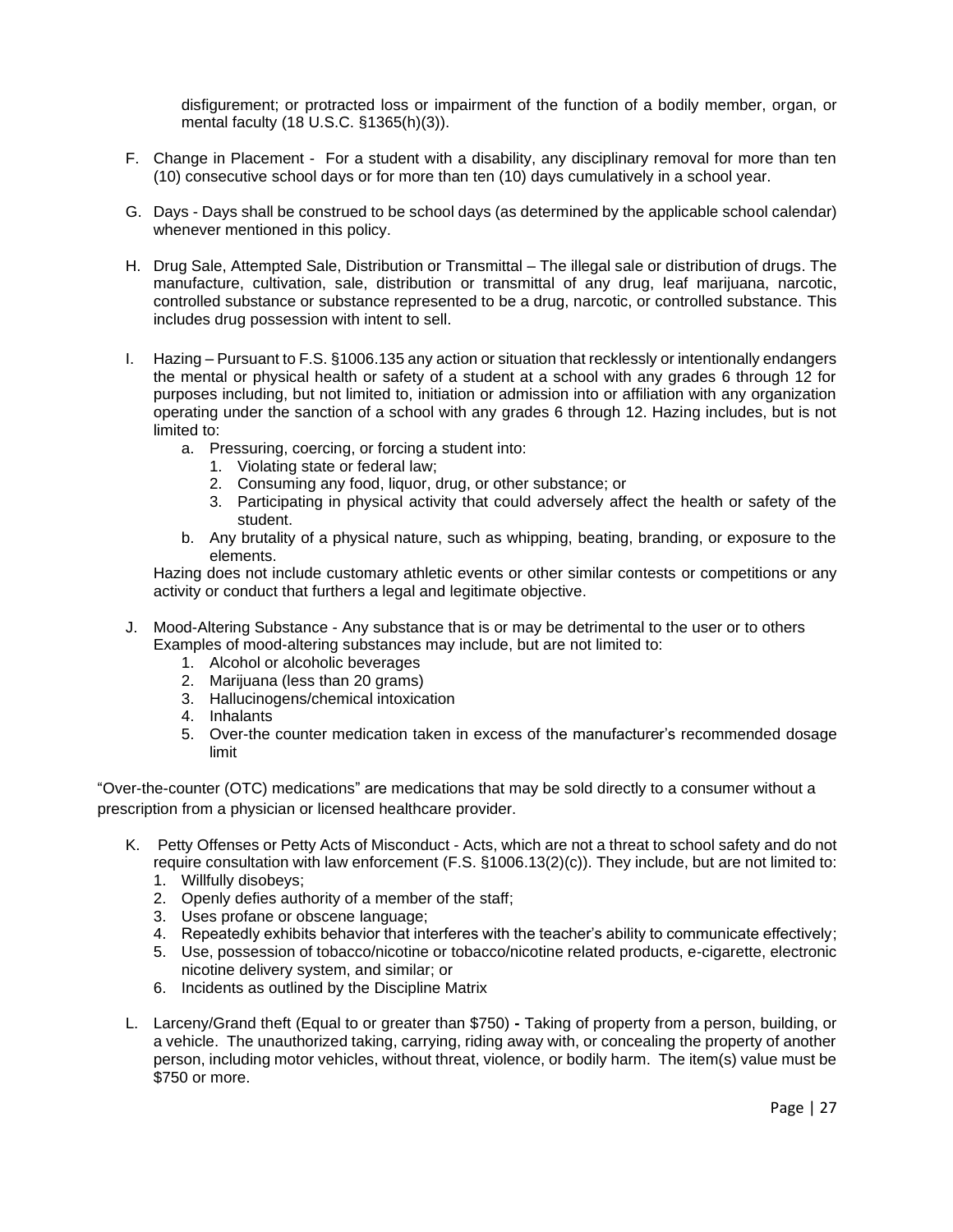disfigurement; or protracted loss or impairment of the function of a bodily member, organ, or mental faculty (18 U.S.C. §1365(h)(3)).

F. Change in Placement - For a student with a disability, any disciplinary removal for more than ten (10) consecutive school days or for more than ten (10) days cumulatively in a school year.

G. Days - Days shall be construed to be school days (as determined by the applicable school calendar) whenever mentioned in this policy.

H. Drug Sale, Attempted Sale, Distribution or Transmittal – The illegal sale or distribution of drugs. The manufacture, cultivation, sale, distribution or transmittal of any drug, leaf marijuana, narcotic, controlled substance or substance represented to be a drug, narcotic, or controlled substance. This includes drug possession with intent to sell.

I. Hazing – Pursuant to F.S. §1006.135 any action or situation that recklessly or intentionally endangers the mental or physical health or safety of a student at a school with any grades 6 through 12 for purposes including, but not limited to, initiation or admission into or affiliation with any organization operating under the sanction of a school with any grades 6 through 12. Hazing includes, but is not limited to:
   a. Pressuring, coercing, or forcing a student into:
      1. Violating state or federal law;
      2. Consuming any food, liquor, drug, or other substance; or
      3. Participating in physical activity that could adversely affect the health or safety of the student.
   b. Any brutality of a physical nature, such as whipping, beating, branding, or exposure to the elements.

   Hazing does not include customary athletic events or other similar contests or competitions or any activity or conduct that furthers a legal and legitimate objective.

J. Mood-Altering Substance - Any substance that is or may be detrimental to the user or to others Examples of mood-altering substances may include, but are not limited to:
   1. Alcohol or alcoholic beverages
   2. Marijuana (less than 20 grams)
   3. Hallucinogens/chemical intoxication
   4. Inhalants
   5. Over-the counter medication taken in excess of the manufacturer's recommended dosage limit

"Over-the-counter (OTC) medications" are medications that may be sold directly to a consumer without a prescription from a physician or licensed healthcare provider.

K. Petty Offenses or Petty Acts of Misconduct - Acts, which are not a threat to school safety and do not require consultation with law enforcement (F.S. §1006.13(2)(c)). They include, but are not limited to:
   1. Willfully disobeys;
   2. Openly defies authority of a member of the staff;
   3. Uses profane or obscene language;
   4. Repeatedly exhibits behavior that interferes with the teacher's ability to communicate effectively;
   5. Use, possession of tobacco/nicotine or tobacco/nicotine related products, e-cigarette, electronic nicotine delivery system, and similar; or
   6. Incidents as outlined by the Discipline Matrix

L. Larceny/Grand theft (Equal to or greater than $750) **-** Taking of property from a person, building, or a vehicle. The unauthorized taking, carrying, riding away with, or concealing the property of another person, including motor vehicles, without threat, violence, or bodily harm. The item(s) value must be $750 or more.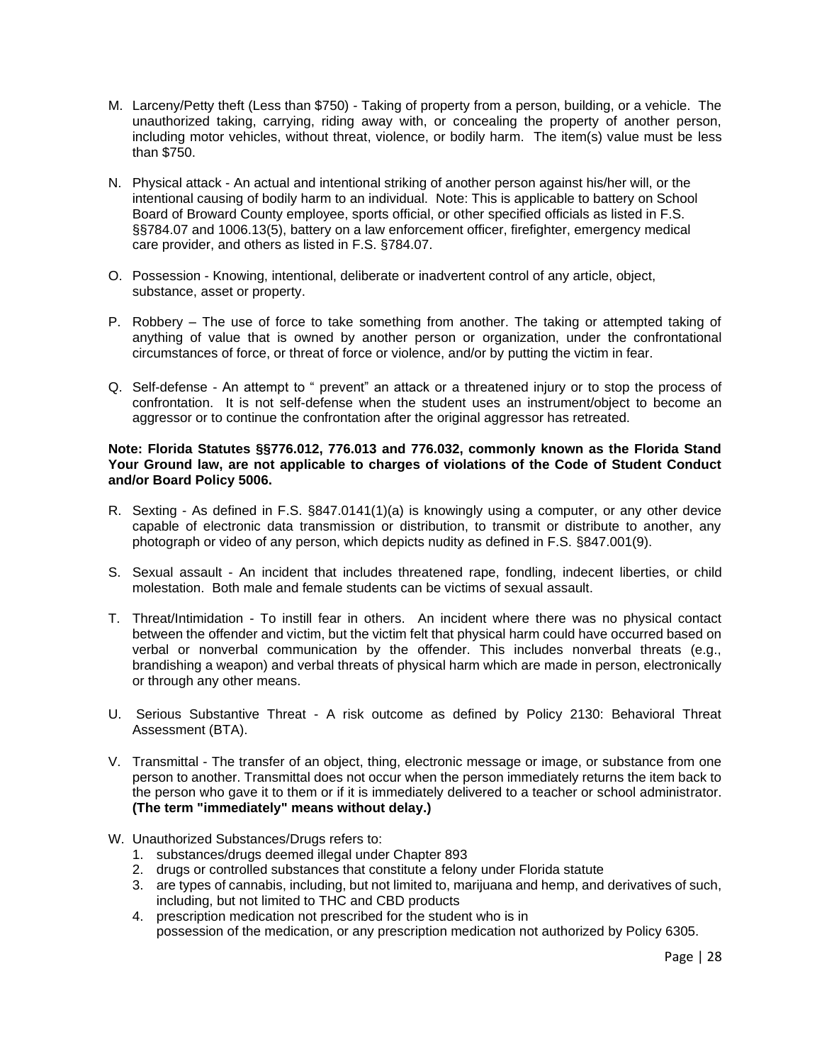M. Larceny/Petty theft (Less than $750) - Taking of property from a person, building, or a vehicle. The unauthorized taking, carrying, riding away with, or concealing the property of another person, including motor vehicles, without threat, violence, or bodily harm. The item(s) value must be less than $750.

N. Physical attack - An actual and intentional striking of another person against his/her will, or the intentional causing of bodily harm to an individual. Note: This is applicable to battery on School Board of Broward County employee, sports official, or other specified officials as listed in F.S. §§784.07 and 1006.13(5), battery on a law enforcement officer, firefighter, emergency medical care provider, and others as listed in F.S. §784.07.

O. Possession - Knowing, intentional, deliberate or inadvertent control of any article, object, substance, asset or property.

P. Robbery – The use of force to take something from another. The taking or attempted taking of anything of value that is owned by another person or organization, under the confrontational circumstances of force, or threat of force or violence, and/or by putting the victim in fear.

Q. Self-defense - An attempt to " prevent" an attack or a threatened injury or to stop the process of confrontation. It is not self-defense when the student uses an instrument/object to become an aggressor or to continue the confrontation after the original aggressor has retreated.

**Note: Florida Statutes §§776.012, 776.013 and 776.032, commonly known as the Florida Stand Your Ground law, are not applicable to charges of violations of the Code of Student Conduct and/or Board Policy 5006.**

R. Sexting - As defined in F.S. §847.0141(1)(a) is knowingly using a computer, or any other device capable of electronic data transmission or distribution, to transmit or distribute to another, any photograph or video of any person, which depicts nudity as defined in F.S. §847.001(9).

S. Sexual assault - An incident that includes threatened rape, fondling, indecent liberties, or child molestation. Both male and female students can be victims of sexual assault.

T. Threat/Intimidation - To instill fear in others. An incident where there was no physical contact between the offender and victim, but the victim felt that physical harm could have occurred based on verbal or nonverbal communication by the offender. This includes nonverbal threats (e.g., brandishing a weapon) and verbal threats of physical harm which are made in person, electronically or through any other means.

U. Serious Substantive Threat - A risk outcome as defined by Policy 2130: Behavioral Threat Assessment (BTA).

V. Transmittal - The transfer of an object, thing, electronic message or image, or substance from one person to another. Transmittal does not occur when the person immediately returns the item back to the person who gave it to them or if it is immediately delivered to a teacher or school administrator. **(The term "immediately" means without delay.)**

W. Unauthorized Substances/Drugs refers to:
   1. substances/drugs deemed illegal under Chapter 893
   2. drugs or controlled substances that constitute a felony under Florida statute
   3. are types of cannabis, including, but not limited to, marijuana and hemp, and derivatives of such, including, but not limited to THC and CBD products
   4. prescription medication not prescribed for the student who is in possession of the medication, or any prescription medication not authorized by Policy 6305.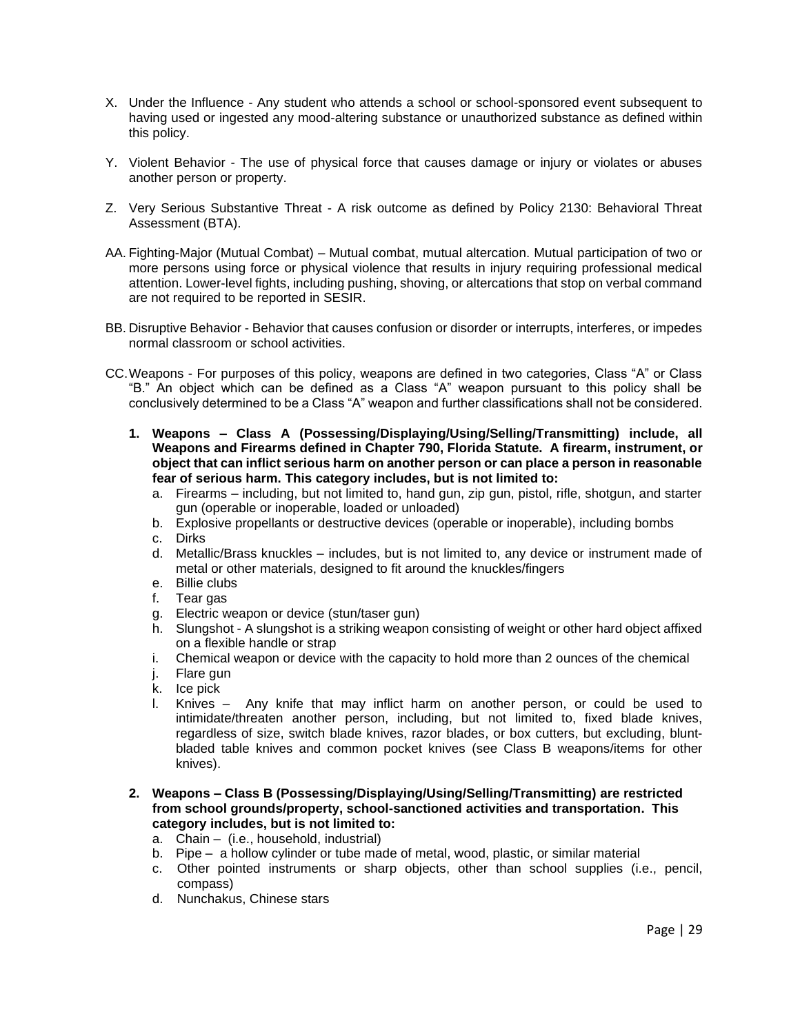X. Under the Influence - Any student who attends a school or school-sponsored event subsequent to having used or ingested any mood-altering substance or unauthorized substance as defined within this policy.

Y. Violent Behavior - The use of physical force that causes damage or injury or violates or abuses another person or property.

Z. Very Serious Substantive Threat - A risk outcome as defined by Policy 2130: Behavioral Threat Assessment (BTA).

AA. Fighting-Major (Mutual Combat) – Mutual combat, mutual altercation. Mutual participation of two or more persons using force or physical violence that results in injury requiring professional medical attention. Lower-level fights, including pushing, shoving, or altercations that stop on verbal command are not required to be reported in SESIR.

BB. Disruptive Behavior - Behavior that causes confusion or disorder or interrupts, interferes, or impedes normal classroom or school activities.

CC. Weapons - For purposes of this policy, weapons are defined in two categories, Class "A" or Class "B." An object which can be defined as a Class "A" weapon pursuant to this policy shall be conclusively determined to be a Class "A" weapon and further classifications shall not be considered.

1. **Weapons – Class A (Possessing/Displaying/Using/Selling/Transmitting) include, all Weapons and Firearms defined in Chapter 790, Florida Statute. A firearm, instrument, or object that can inflict serious harm on another person or can place a person in reasonable fear of serious harm. This category includes, but is not limited to:**
   a. Firearms – including, but not limited to, hand gun, zip gun, pistol, rifle, shotgun, and starter gun (operable or inoperable, loaded or unloaded)
   b. Explosive propellants or destructive devices (operable or inoperable), including bombs
   c. Dirks
   d. Metallic/Brass knuckles – includes, but is not limited to, any device or instrument made of metal or other materials, designed to fit around the knuckles/fingers
   e. Billie clubs
   f. Tear gas
   g. Electric weapon or device (stun/taser gun)
   h. Slungshot - A slungshot is a striking weapon consisting of weight or other hard object affixed on a flexible handle or strap
   i. Chemical weapon or device with the capacity to hold more than 2 ounces of the chemical
   j. Flare gun
   k. Ice pick
   l. Knives – Any knife that may inflict harm on another person, or could be used to intimidate/threaten another person, including, but not limited to, fixed blade knives, regardless of size, switch blade knives, razor blades, or box cutters, but excluding, blunt-bladed table knives and common pocket knives (see Class B weapons/items for other knives).

2. **Weapons – Class B (Possessing/Displaying/Using/Selling/Transmitting) are restricted from school grounds/property, school-sanctioned activities and transportation. This category includes, but is not limited to:**
   a. Chain – (i.e., household, industrial)
   b. Pipe – a hollow cylinder or tube made of metal, wood, plastic, or similar material
   c. Other pointed instruments or sharp objects, other than school supplies (i.e., pencil, compass)
   d. Nunchakus, Chinese stars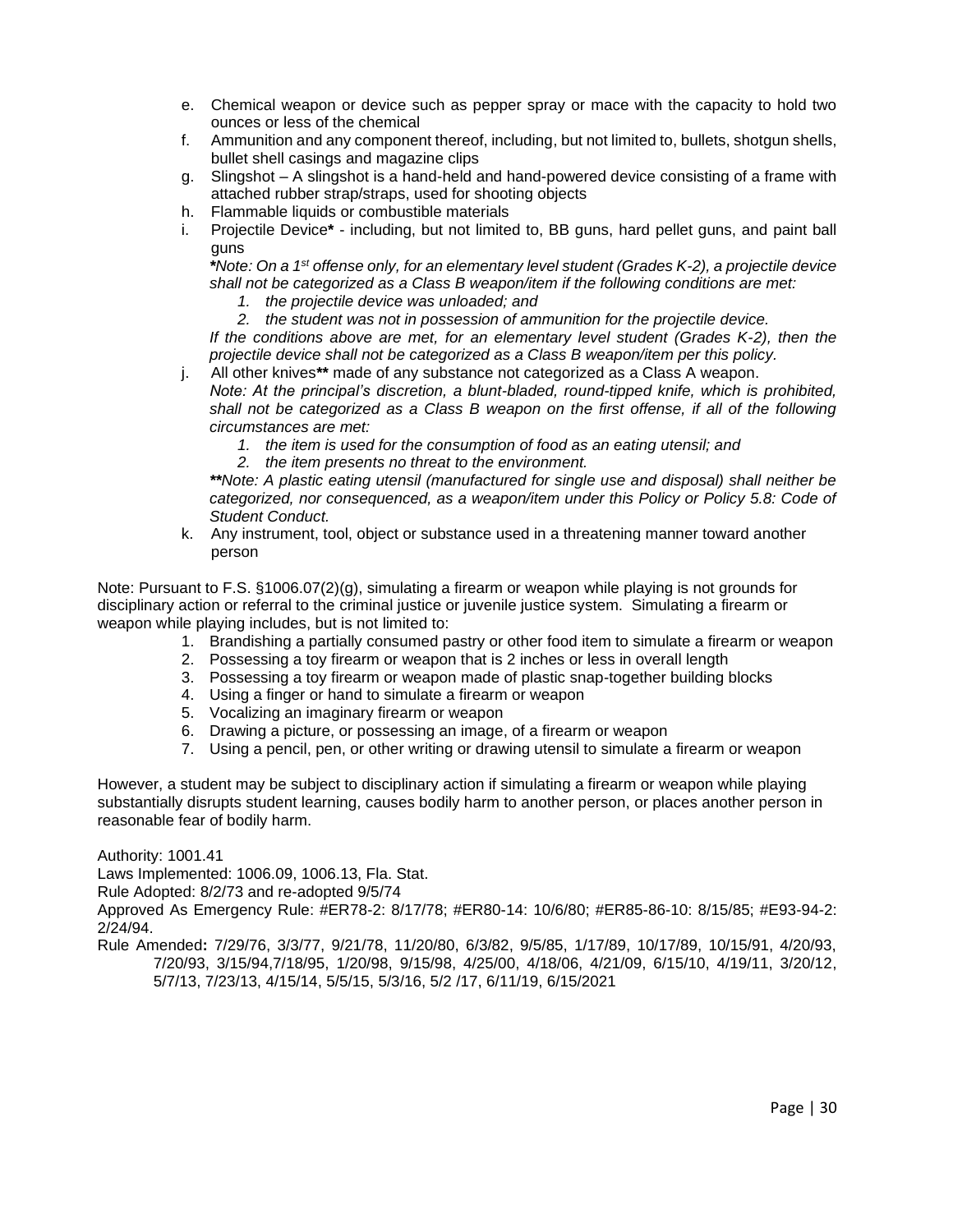e. Chemical weapon or device such as pepper spray or mace with the capacity to hold two ounces or less of the chemical
f. Ammunition and any component thereof, including, but not limited to, bullets, shotgun shells, bullet shell casings and magazine clips
g. Slingshot – A slingshot is a hand-held and hand-powered device consisting of a frame with attached rubber strap/straps, used for shooting objects
h. Flammable liquids or combustible materials
i. Projectile Device**\*** - including, but not limited to, BB guns, hard pellet guns, and paint ball guns

   ***Note: On a 1st offense only, for an elementary level student (Grades K-2), a projectile device shall not be categorized as a Class B weapon/item if the following conditions are met:*

   1. *the projectile device was unloaded; and*
   2. *the student was not in possession of ammunition for the projectile device.*

   *If the conditions above are met, for an elementary level student (Grades K-2), then the projectile device shall not be categorized as a Class B weapon/item per this policy.*
j. All other knives**\*\*** made of any substance not categorized as a Class A weapon.

   *Note: At the principal's discretion, a blunt-bladed, round-tipped knife, which is prohibited, shall not be categorized as a Class B weapon on the first offense, if all of the following circumstances are met:*

   1. *the item is used for the consumption of food as an eating utensil; and*
   2. *the item presents no threat to the environment.*

   ****Note: A plastic eating utensil (manufactured for single use and disposal) shall neither be categorized, nor consequenced, as a weapon/item under this Policy or Policy 5.8: Code of Student Conduct.*
k. Any instrument, tool, object or substance used in a threatening manner toward another person

Note: Pursuant to F.S. §1006.07(2)(g), simulating a firearm or weapon while playing is not grounds for disciplinary action or referral to the criminal justice or juvenile justice system. Simulating a firearm or weapon while playing includes, but is not limited to:

1. Brandishing a partially consumed pastry or other food item to simulate a firearm or weapon
2. Possessing a toy firearm or weapon that is 2 inches or less in overall length
3. Possessing a toy firearm or weapon made of plastic snap-together building blocks
4. Using a finger or hand to simulate a firearm or weapon
5. Vocalizing an imaginary firearm or weapon
6. Drawing a picture, or possessing an image, of a firearm or weapon
7. Using a pencil, pen, or other writing or drawing utensil to simulate a firearm or weapon

However, a student may be subject to disciplinary action if simulating a firearm or weapon while playing substantially disrupts student learning, causes bodily harm to another person, or places another person in reasonable fear of bodily harm.

Authority: 1001.41

Laws Implemented: 1006.09, 1006.13, Fla. Stat.

Rule Adopted: 8/2/73 and re-adopted 9/5/74

Approved As Emergency Rule: #ER78-2: 8/17/78; #ER80-14: 10/6/80; #ER85-86-10: 8/15/85; #E93-94-2: 2/24/94.

Rule Amended**:** 7/29/76, 3/3/77, 9/21/78, 11/20/80, 6/3/82, 9/5/85, 1/17/89, 10/17/89, 10/15/91, 4/20/93, 7/20/93, 3/15/94,7/18/95, 1/20/98, 9/15/98, 4/25/00, 4/18/06, 4/21/09, 6/15/10, 4/19/11, 3/20/12, 5/7/13, 7/23/13, 4/15/14, 5/5/15, 5/3/16, 5/2 /17, 6/11/19, 6/15/2021